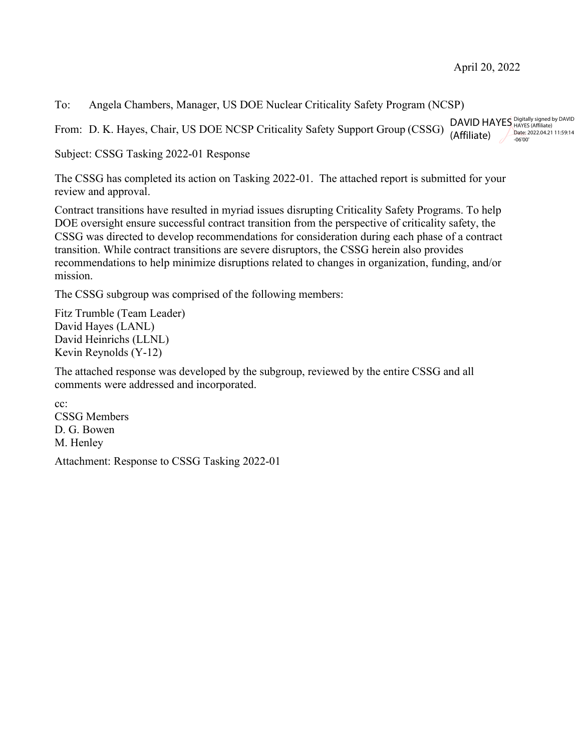April 20, 2022

To: Angela Chambers, Manager, US DOE Nuclear Criticality Safety Program (NCSP)

From: D. K. Hayes, Chair, US DOE NCSP Criticality Safety Support Group (CSSG) DAVID HAYES (Affiliate) Digitally signed by DAVID HAYES (Affiliate) Date: 2022.04.21 11:59:14 -06'00'

Subject: CSSG Tasking 2022-01 Response

The CSSG has completed its action on Tasking 2022-01. The attached report is submitted for your review and approval.

Contract transitions have resulted in myriad issues disrupting Criticality Safety Programs. To help DOE oversight ensure successful contract transition from the perspective of criticality safety, the CSSG was directed to develop recommendations for consideration during each phase of a contract transition. While contract transitions are severe disruptors, the CSSG herein also provides recommendations to help minimize disruptions related to changes in organization, funding, and/or mission.

The CSSG subgroup was comprised of the following members:

Fitz Trumble (Team Leader)
David Hayes (LANL)
David Heinrichs (LLNL)
Kevin Reynolds (Y-12)

The attached response was developed by the subgroup, reviewed by the entire CSSG and all comments were addressed and incorporated.

cc:
CSSG Members
D. G. Bowen
M. Henley

Attachment: Response to CSSG Tasking 2022-01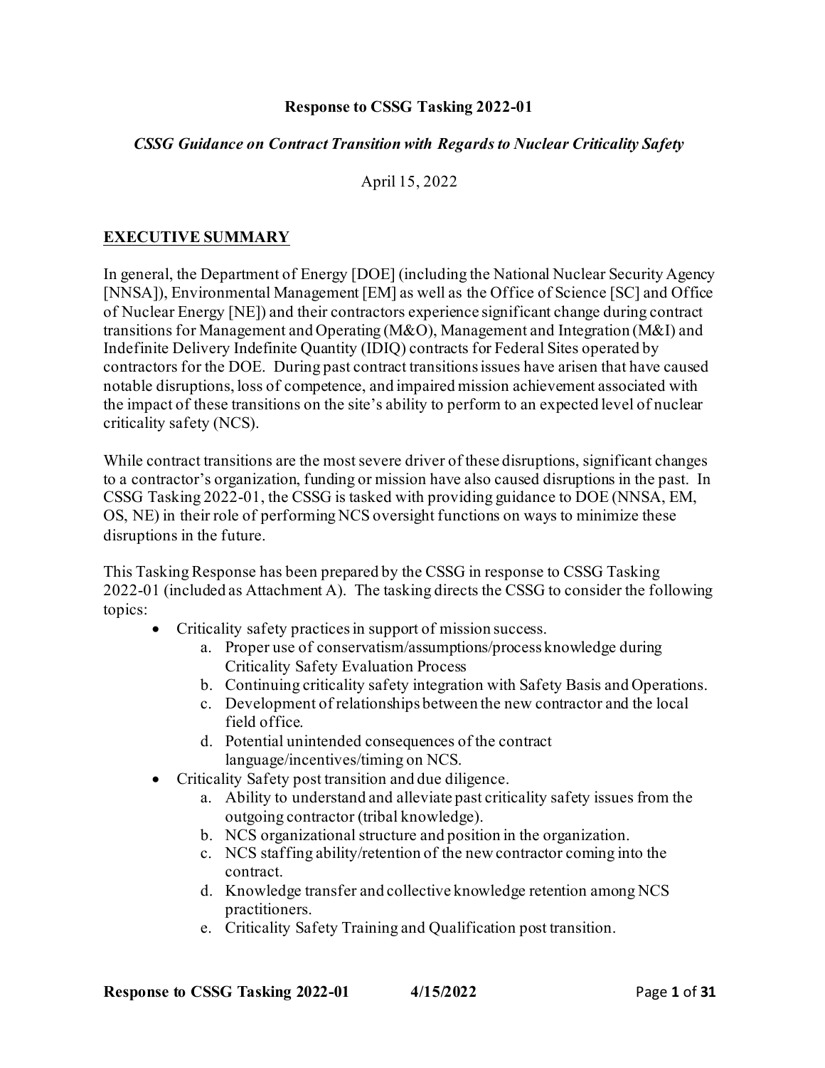**Response to CSSG Tasking 2022-01**

***CSSG Guidance on Contract Transition with Regards to Nuclear Criticality Safety***

April 15, 2022

## EXECUTIVE SUMMARY

In general, the Department of Energy [DOE] (including the National Nuclear Security Agency [NNSA]), Environmental Management [EM] as well as the Office of Science [SC] and Office of Nuclear Energy [NE]) and their contractors experience significant change during contract transitions for Management and Operating (M&O), Management and Integration (M&I) and Indefinite Delivery Indefinite Quantity (IDIQ) contracts for Federal Sites operated by contractors for the DOE. During past contract transitions issues have arisen that have caused notable disruptions, loss of competence, and impaired mission achievement associated with the impact of these transitions on the site's ability to perform to an expected level of nuclear criticality safety (NCS).

While contract transitions are the most severe driver of these disruptions, significant changes to a contractor's organization, funding or mission have also caused disruptions in the past. In CSSG Tasking 2022-01, the CSSG is tasked with providing guidance to DOE (NNSA, EM, OS, NE) in their role of performing NCS oversight functions on ways to minimize these disruptions in the future.

This Tasking Response has been prepared by the CSSG in response to CSSG Tasking 2022-01 (included as Attachment A). The tasking directs the CSSG to consider the following topics:

- Criticality safety practices in support of mission success.
    a. Proper use of conservatism/assumptions/process knowledge during Criticality Safety Evaluation Process
    b. Continuing criticality safety integration with Safety Basis and Operations.
    c. Development of relationships between the new contractor and the local field office.
    d. Potential unintended consequences of the contract language/incentives/timing on NCS.
- Criticality Safety post transition and due diligence.
    a. Ability to understand and alleviate past criticality safety issues from the outgoing contractor (tribal knowledge).
    b. NCS organizational structure and position in the organization.
    c. NCS staffing ability/retention of the new contractor coming into the contract.
    d. Knowledge transfer and collective knowledge retention among NCS practitioners.
    e. Criticality Safety Training and Qualification post transition.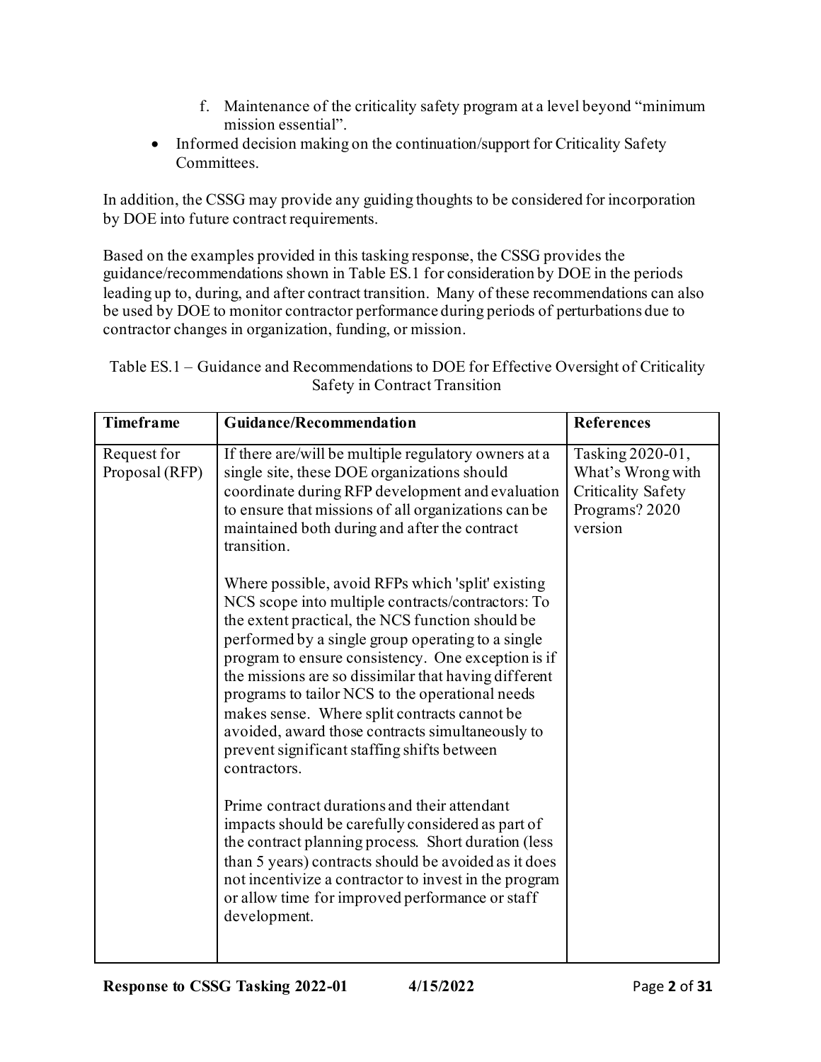f. Maintenance of the criticality safety program at a level beyond "minimum mission essential".

- Informed decision making on the continuation/support for Criticality Safety Committees.

In addition, the CSSG may provide any guiding thoughts to be considered for incorporation by DOE into future contract requirements.

Based on the examples provided in this tasking response, the CSSG provides the guidance/recommendations shown in Table ES.1 for consideration by DOE in the periods leading up to, during, and after contract transition. Many of these recommendations can also be used by DOE to monitor contractor performance during periods of perturbations due to contractor changes in organization, funding, or mission.

Table ES.1 – Guidance and Recommendations to DOE for Effective Oversight of Criticality Safety in Contract Transition

| Timeframe | Guidance/Recommendation | References |
|---|---|---|
| Request for Proposal (RFP) | If there are/will be multiple regulatory owners at a single site, these DOE organizations should coordinate during RFP development and evaluation to ensure that missions of all organizations can be maintained both during and after the contract transition.<br><br>Where possible, avoid RFPs which 'split' existing NCS scope into multiple contracts/contractors: To the extent practical, the NCS function should be performed by a single group operating to a single program to ensure consistency. One exception is if the missions are so dissimilar that having different programs to tailor NCS to the operational needs makes sense. Where split contracts cannot be avoided, award those contracts simultaneously to prevent significant staffing shifts between contractors.<br><br>Prime contract durations and their attendant impacts should be carefully considered as part of the contract planning process. Short duration (less than 5 years) contracts should be avoided as it does not incentivize a contractor to invest in the program or allow time for improved performance or staff development. | Tasking 2020-01, What's Wrong with Criticality Safety Programs? 2020 version |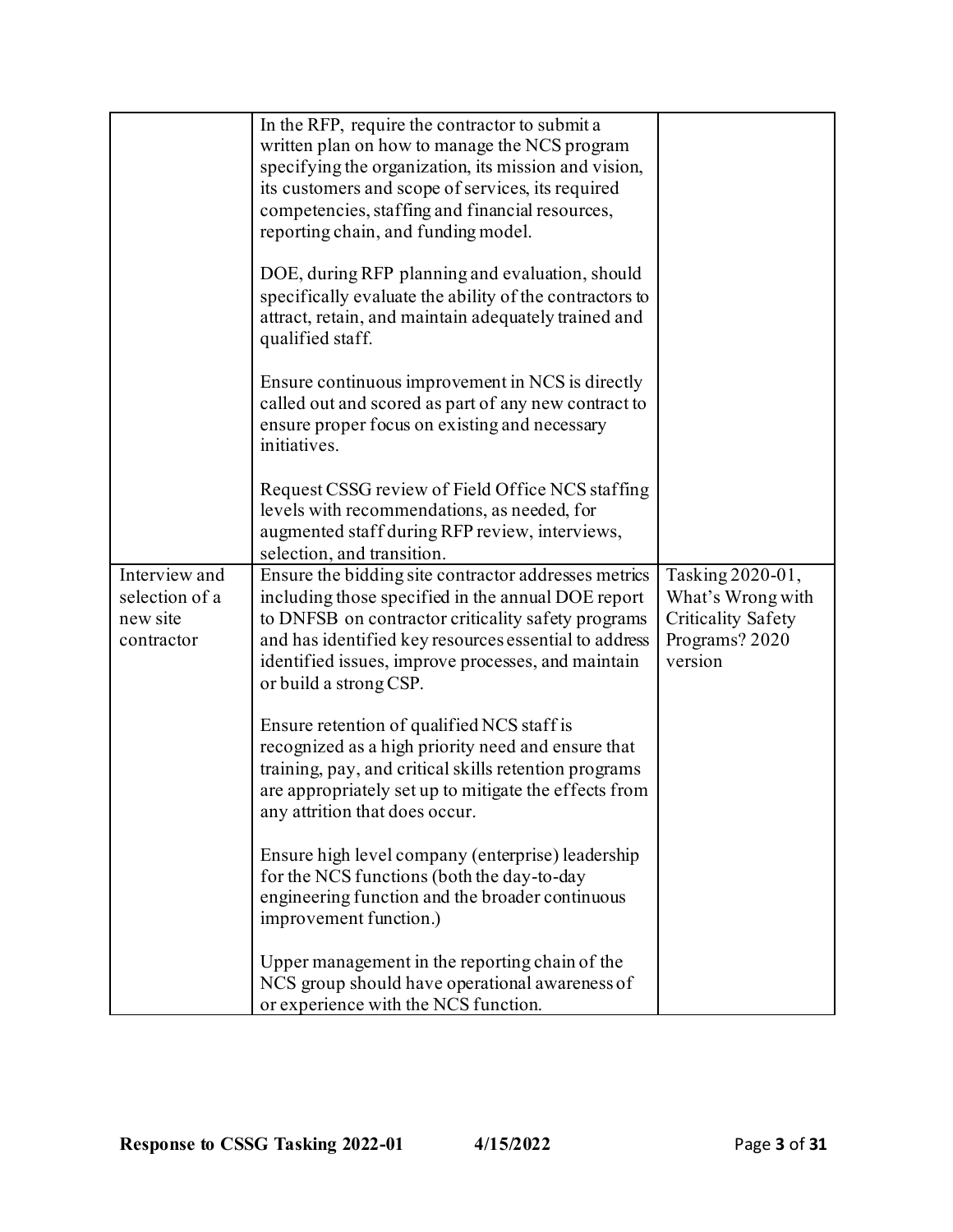| | | |
|---|---|---|
| | In the RFP, require the contractor to submit a written plan on how to manage the NCS program specifying the organization, its mission and vision, its customers and scope of services, its required competencies, staffing and financial resources, reporting chain, and funding model.<br><br>DOE, during RFP planning and evaluation, should specifically evaluate the ability of the contractors to attract, retain, and maintain adequately trained and qualified staff.<br><br>Ensure continuous improvement in NCS is directly called out and scored as part of any new contract to ensure proper focus on existing and necessary initiatives.<br><br>Request CSSG review of Field Office NCS staffing levels with recommendations, as needed, for augmented staff during RFP review, interviews, selection, and transition. | |
| Interview and selection of a new site contractor | Ensure the bidding site contractor addresses metrics including those specified in the annual DOE report to DNFSB on contractor criticality safety programs and has identified key resources essential to address identified issues, improve processes, and maintain or build a strong CSP.<br><br>Ensure retention of qualified NCS staff is recognized as a high priority need and ensure that training, pay, and critical skills retention programs are appropriately set up to mitigate the effects from any attrition that does occur.<br><br>Ensure high level company (enterprise) leadership for the NCS functions (both the day-to-day engineering function and the broader continuous improvement function.)<br><br>Upper management in the reporting chain of the NCS group should have operational awareness of or experience with the NCS function. | Tasking 2020-01, What's Wrong with Criticality Safety Programs? 2020 version |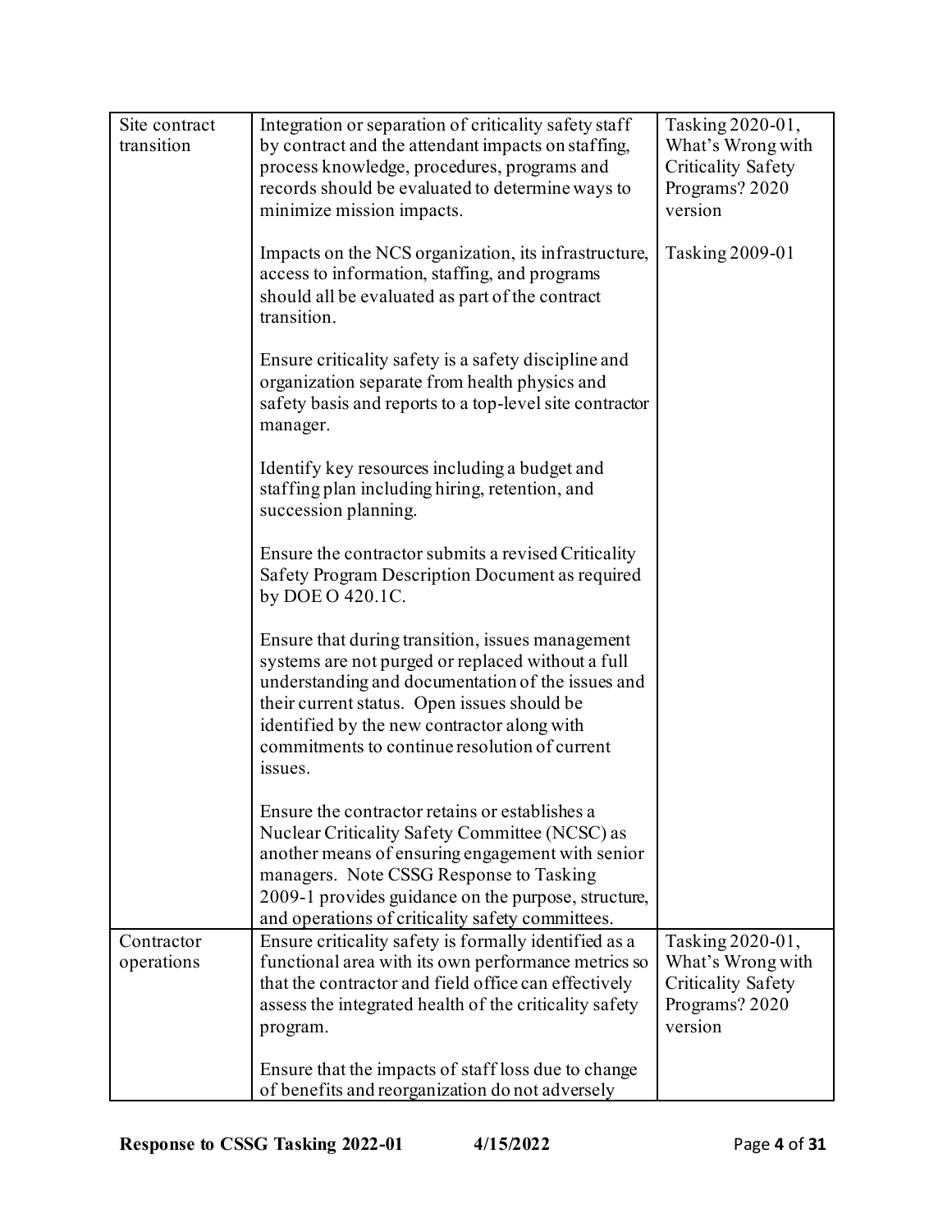| | | |
|---|---|---|
| Site contract transition | Integration or separation of criticality safety staff by contract and the attendant impacts on staffing, process knowledge, procedures, programs and records should be evaluated to determine ways to minimize mission impacts.<br><br>Impacts on the NCS organization, its infrastructure, access to information, staffing, and programs should all be evaluated as part of the contract transition.<br><br>Ensure criticality safety is a safety discipline and organization separate from health physics and safety basis and reports to a top-level site contractor manager.<br><br>Identify key resources including a budget and staffing plan including hiring, retention, and succession planning.<br><br>Ensure the contractor submits a revised Criticality Safety Program Description Document as required by DOE O 420.1C.<br><br>Ensure that during transition, issues management systems are not purged or replaced without a full understanding and documentation of the issues and their current status. Open issues should be identified by the new contractor along with commitments to continue resolution of current issues.<br><br>Ensure the contractor retains or establishes a Nuclear Criticality Safety Committee (NCSC) as another means of ensuring engagement with senior managers. Note CSSG Response to Tasking 2009-1 provides guidance on the purpose, structure, and operations of criticality safety committees. | Tasking 2020-01, What's Wrong with Criticality Safety Programs? 2020 version<br><br>Tasking 2009-01 |
| Contractor operations | Ensure criticality safety is formally identified as a functional area with its own performance metrics so that the contractor and field office can effectively assess the integrated health of the criticality safety program.<br><br>Ensure that the impacts of staff loss due to change of benefits and reorganization do not adversely | Tasking 2020-01, What's Wrong with Criticality Safety Programs? 2020 version |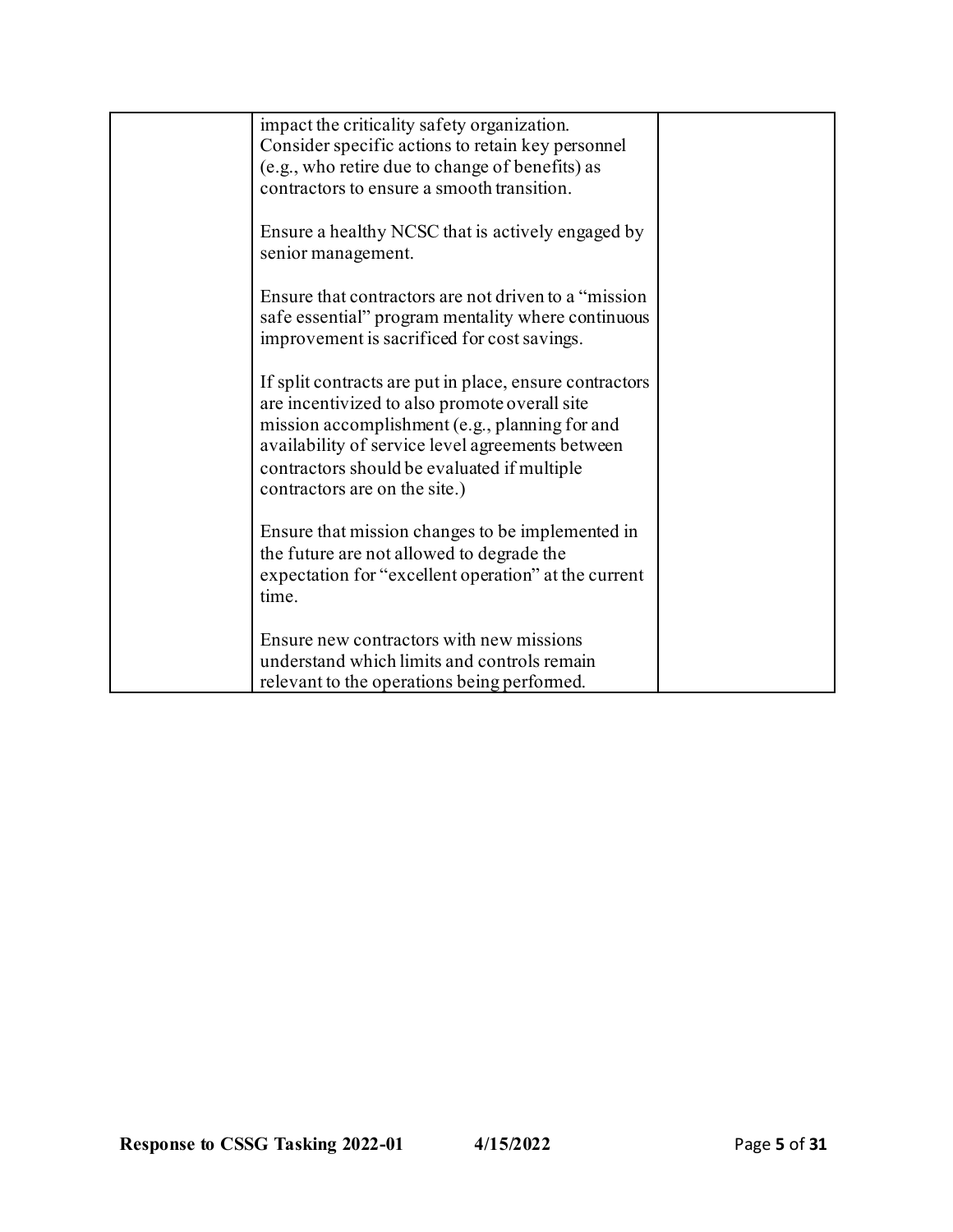| | | |
|---|---|---|
| | impact the criticality safety organization. Consider specific actions to retain key personnel (e.g., who retire due to change of benefits) as contractors to ensure a smooth transition.<br><br>Ensure a healthy NCSC that is actively engaged by senior management.<br><br>Ensure that contractors are not driven to a "mission safe essential" program mentality where continuous improvement is sacrificed for cost savings.<br><br>If split contracts are put in place, ensure contractors are incentivized to also promote overall site mission accomplishment (e.g., planning for and availability of service level agreements between contractors should be evaluated if multiple contractors are on the site.)<br><br>Ensure that mission changes to be implemented in the future are not allowed to degrade the expectation for "excellent operation" at the current time.<br><br>Ensure new contractors with new missions understand which limits and controls remain relevant to the operations being performed. | |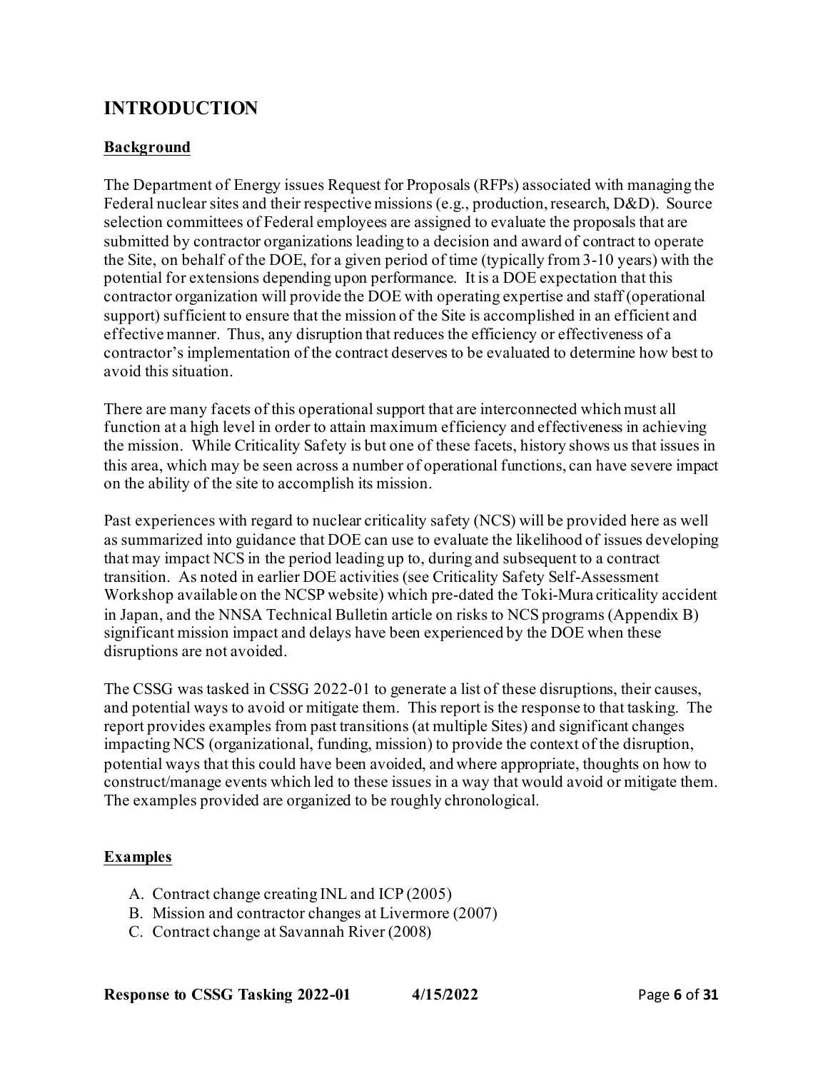# INTRODUCTION

## Background

The Department of Energy issues Request for Proposals (RFPs) associated with managing the Federal nuclear sites and their respective missions (e.g., production, research, D&D). Source selection committees of Federal employees are assigned to evaluate the proposals that are submitted by contractor organizations leading to a decision and award of contract to operate the Site, on behalf of the DOE, for a given period of time (typically from 3-10 years) with the potential for extensions depending upon performance. It is a DOE expectation that this contractor organization will provide the DOE with operating expertise and staff (operational support) sufficient to ensure that the mission of the Site is accomplished in an efficient and effective manner. Thus, any disruption that reduces the efficiency or effectiveness of a contractor's implementation of the contract deserves to be evaluated to determine how best to avoid this situation.

There are many facets of this operational support that are interconnected which must all function at a high level in order to attain maximum efficiency and effectiveness in achieving the mission. While Criticality Safety is but one of these facets, history shows us that issues in this area, which may be seen across a number of operational functions, can have severe impact on the ability of the site to accomplish its mission.

Past experiences with regard to nuclear criticality safety (NCS) will be provided here as well as summarized into guidance that DOE can use to evaluate the likelihood of issues developing that may impact NCS in the period leading up to, during and subsequent to a contract transition. As noted in earlier DOE activities (see Criticality Safety Self-Assessment Workshop available on the NCSP website) which pre-dated the Toki-Mura criticality accident in Japan, and the NNSA Technical Bulletin article on risks to NCS programs (Appendix B) significant mission impact and delays have been experienced by the DOE when these disruptions are not avoided.

The CSSG was tasked in CSSG 2022-01 to generate a list of these disruptions, their causes, and potential ways to avoid or mitigate them. This report is the response to that tasking. The report provides examples from past transitions (at multiple Sites) and significant changes impacting NCS (organizational, funding, mission) to provide the context of the disruption, potential ways that this could have been avoided, and where appropriate, thoughts on how to construct/manage events which led to these issues in a way that would avoid or mitigate them. The examples provided are organized to be roughly chronological.

## Examples

A. Contract change creating INL and ICP (2005)
B. Mission and contractor changes at Livermore (2007)
C. Contract change at Savannah River (2008)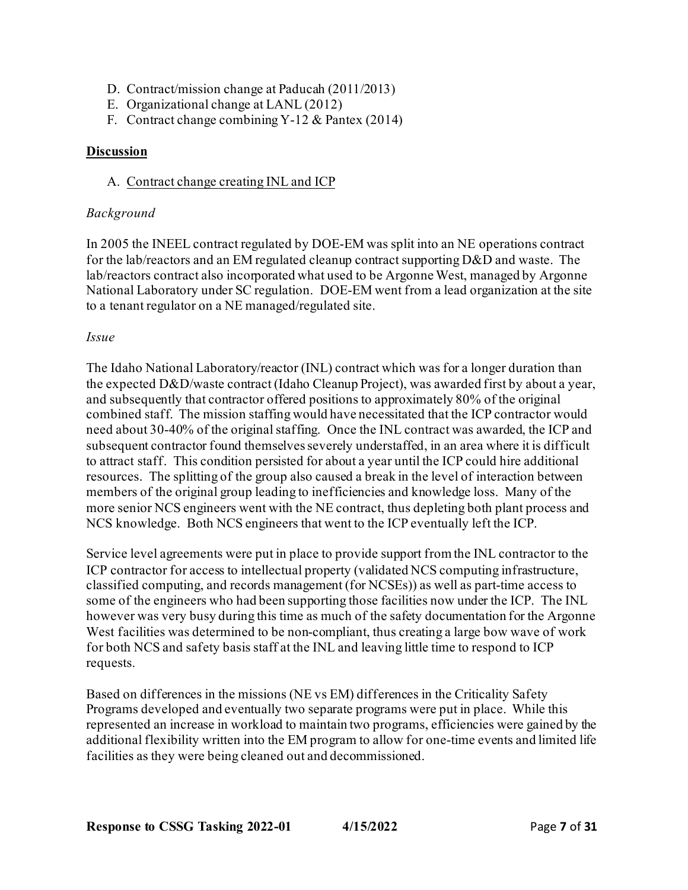D. Contract/mission change at Paducah (2011/2013)
E. Organizational change at LANL (2012)
F. Contract change combining Y-12 & Pantex (2014)

## Discussion

A. Contract change creating INL and ICP

*Background*

In 2005 the INEEL contract regulated by DOE-EM was split into an NE operations contract for the lab/reactors and an EM regulated cleanup contract supporting D&D and waste. The lab/reactors contract also incorporated what used to be Argonne West, managed by Argonne National Laboratory under SC regulation. DOE-EM went from a lead organization at the site to a tenant regulator on a NE managed/regulated site.

*Issue*

The Idaho National Laboratory/reactor (INL) contract which was for a longer duration than the expected D&D/waste contract (Idaho Cleanup Project), was awarded first by about a year, and subsequently that contractor offered positions to approximately 80% of the original combined staff. The mission staffing would have necessitated that the ICP contractor would need about 30-40% of the original staffing. Once the INL contract was awarded, the ICP and subsequent contractor found themselves severely understaffed, in an area where it is difficult to attract staff. This condition persisted for about a year until the ICP could hire additional resources. The splitting of the group also caused a break in the level of interaction between members of the original group leading to inefficiencies and knowledge loss. Many of the more senior NCS engineers went with the NE contract, thus depleting both plant process and NCS knowledge. Both NCS engineers that went to the ICP eventually left the ICP.

Service level agreements were put in place to provide support from the INL contractor to the ICP contractor for access to intellectual property (validated NCS computing infrastructure, classified computing, and records management (for NCSEs)) as well as part-time access to some of the engineers who had been supporting those facilities now under the ICP. The INL however was very busy during this time as much of the safety documentation for the Argonne West facilities was determined to be non-compliant, thus creating a large bow wave of work for both NCS and safety basis staff at the INL and leaving little time to respond to ICP requests.

Based on differences in the missions (NE vs EM) differences in the Criticality Safety Programs developed and eventually two separate programs were put in place. While this represented an increase in workload to maintain two programs, efficiencies were gained by the additional flexibility written into the EM program to allow for one-time events and limited life facilities as they were being cleaned out and decommissioned.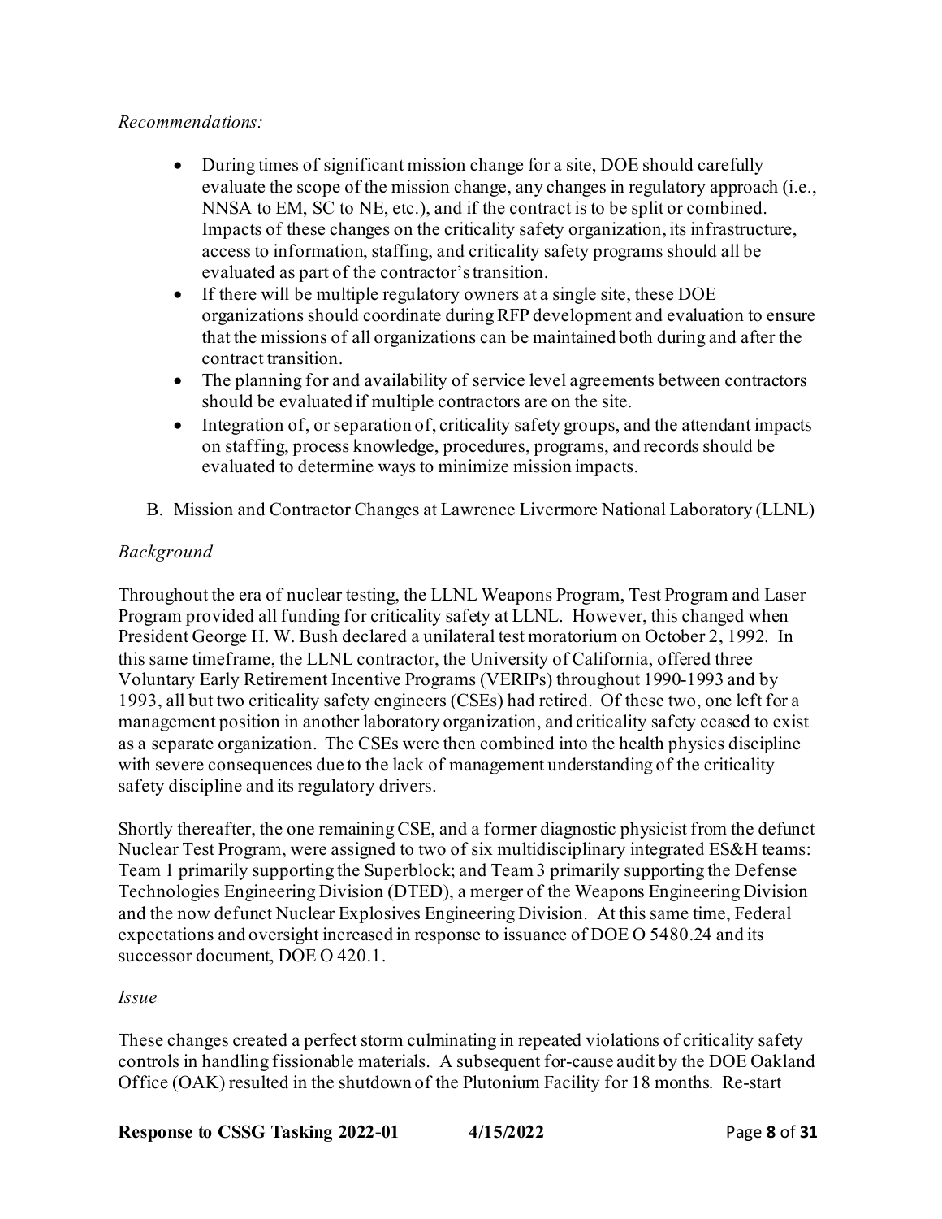*Recommendations:*

- During times of significant mission change for a site, DOE should carefully evaluate the scope of the mission change, any changes in regulatory approach (i.e., NNSA to EM, SC to NE, etc.), and if the contract is to be split or combined. Impacts of these changes on the criticality safety organization, its infrastructure, access to information, staffing, and criticality safety programs should all be evaluated as part of the contractor's transition.
- If there will be multiple regulatory owners at a single site, these DOE organizations should coordinate during RFP development and evaluation to ensure that the missions of all organizations can be maintained both during and after the contract transition.
- The planning for and availability of service level agreements between contractors should be evaluated if multiple contractors are on the site.
- Integration of, or separation of, criticality safety groups, and the attendant impacts on staffing, process knowledge, procedures, programs, and records should be evaluated to determine ways to minimize mission impacts.

B. Mission and Contractor Changes at Lawrence Livermore National Laboratory (LLNL)

*Background*

Throughout the era of nuclear testing, the LLNL Weapons Program, Test Program and Laser Program provided all funding for criticality safety at LLNL. However, this changed when President George H. W. Bush declared a unilateral test moratorium on October 2, 1992. In this same timeframe, the LLNL contractor, the University of California, offered three Voluntary Early Retirement Incentive Programs (VERIPs) throughout 1990-1993 and by 1993, all but two criticality safety engineers (CSEs) had retired. Of these two, one left for a management position in another laboratory organization, and criticality safety ceased to exist as a separate organization. The CSEs were then combined into the health physics discipline with severe consequences due to the lack of management understanding of the criticality safety discipline and its regulatory drivers.

Shortly thereafter, the one remaining CSE, and a former diagnostic physicist from the defunct Nuclear Test Program, were assigned to two of six multidisciplinary integrated ES&H teams: Team 1 primarily supporting the Superblock; and Team 3 primarily supporting the Defense Technologies Engineering Division (DTED), a merger of the Weapons Engineering Division and the now defunct Nuclear Explosives Engineering Division. At this same time, Federal expectations and oversight increased in response to issuance of DOE O 5480.24 and its successor document, DOE O 420.1.

*Issue*

These changes created a perfect storm culminating in repeated violations of criticality safety controls in handling fissionable materials. A subsequent for-cause audit by the DOE Oakland Office (OAK) resulted in the shutdown of the Plutonium Facility for 18 months. Re-start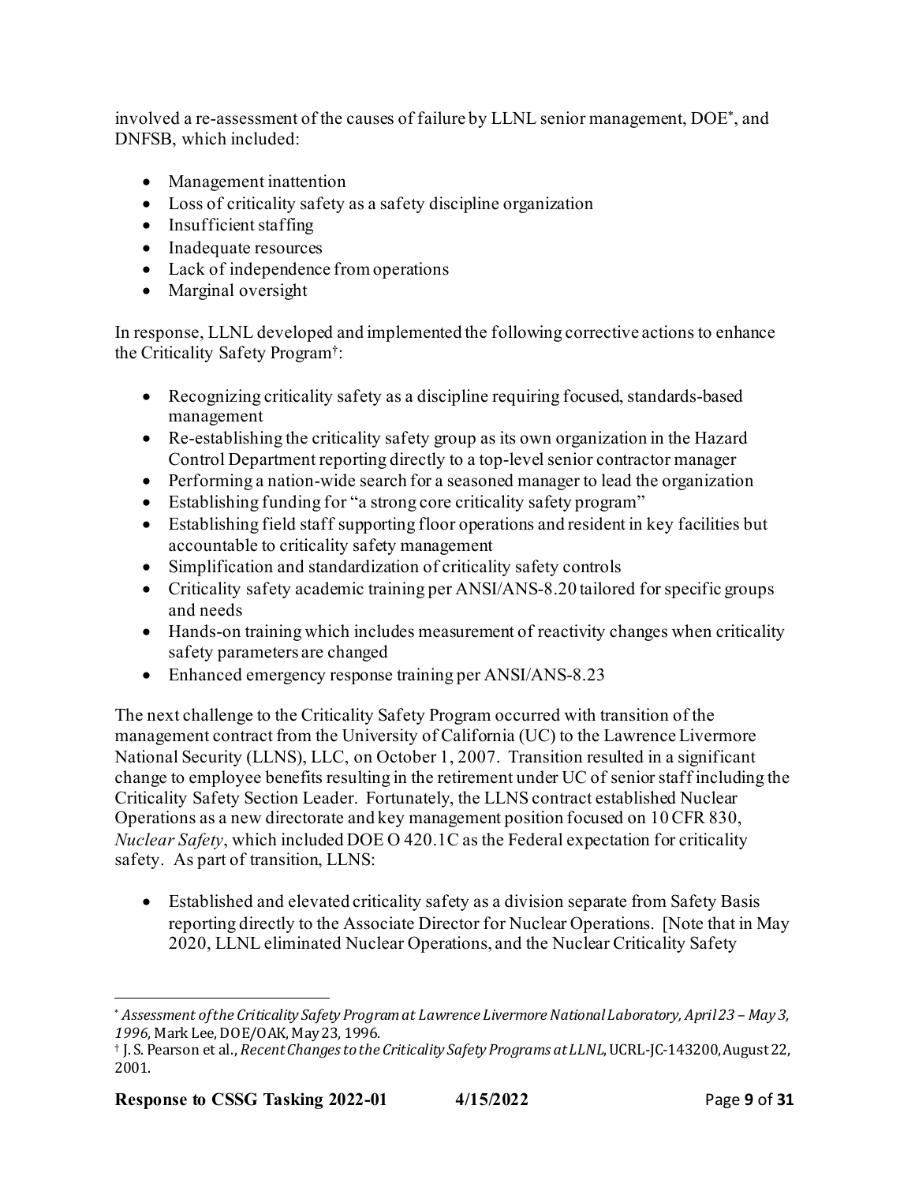involved a re-assessment of the causes of failure by LLNL senior management, DOE[*], and DNFSB, which included:

- Management inattention
- Loss of criticality safety as a safety discipline organization
- Insufficient staffing
- Inadequate resources
- Lack of independence from operations
- Marginal oversight

In response, LLNL developed and implemented the following corrective actions to enhance the Criticality Safety Program[†]:

- Recognizing criticality safety as a discipline requiring focused, standards-based management
- Re-establishing the criticality safety group as its own organization in the Hazard Control Department reporting directly to a top-level senior contractor manager
- Performing a nation-wide search for a seasoned manager to lead the organization
- Establishing funding for "a strong core criticality safety program"
- Establishing field staff supporting floor operations and resident in key facilities but accountable to criticality safety management
- Simplification and standardization of criticality safety controls
- Criticality safety academic training per ANSI/ANS-8.20 tailored for specific groups and needs
- Hands-on training which includes measurement of reactivity changes when criticality safety parameters are changed
- Enhanced emergency response training per ANSI/ANS-8.23

The next challenge to the Criticality Safety Program occurred with transition of the management contract from the University of California (UC) to the Lawrence Livermore National Security (LLNS), LLC, on October 1, 2007. Transition resulted in a significant change to employee benefits resulting in the retirement under UC of senior staff including the Criticality Safety Section Leader. Fortunately, the LLNS contract established Nuclear Operations as a new directorate and key management position focused on 10 CFR 830, *Nuclear Safety*, which included DOE O 420.1C as the Federal expectation for criticality safety. As part of transition, LLNS:

- Established and elevated criticality safety as a division separate from Safety Basis reporting directly to the Associate Director for Nuclear Operations. [Note that in May 2020, LLNL eliminated Nuclear Operations, and the Nuclear Criticality Safety

---

[*] *Assessment of the Criticality Safety Program at Lawrence Livermore National Laboratory, April 23 – May 3, 1996*, Mark Lee, DOE/OAK, May 23, 1996.

[†] J. S. Pearson et al., *Recent Changes to the Criticality Safety Programs at LLNL*, UCRL-JC-143200, August 22, 2001.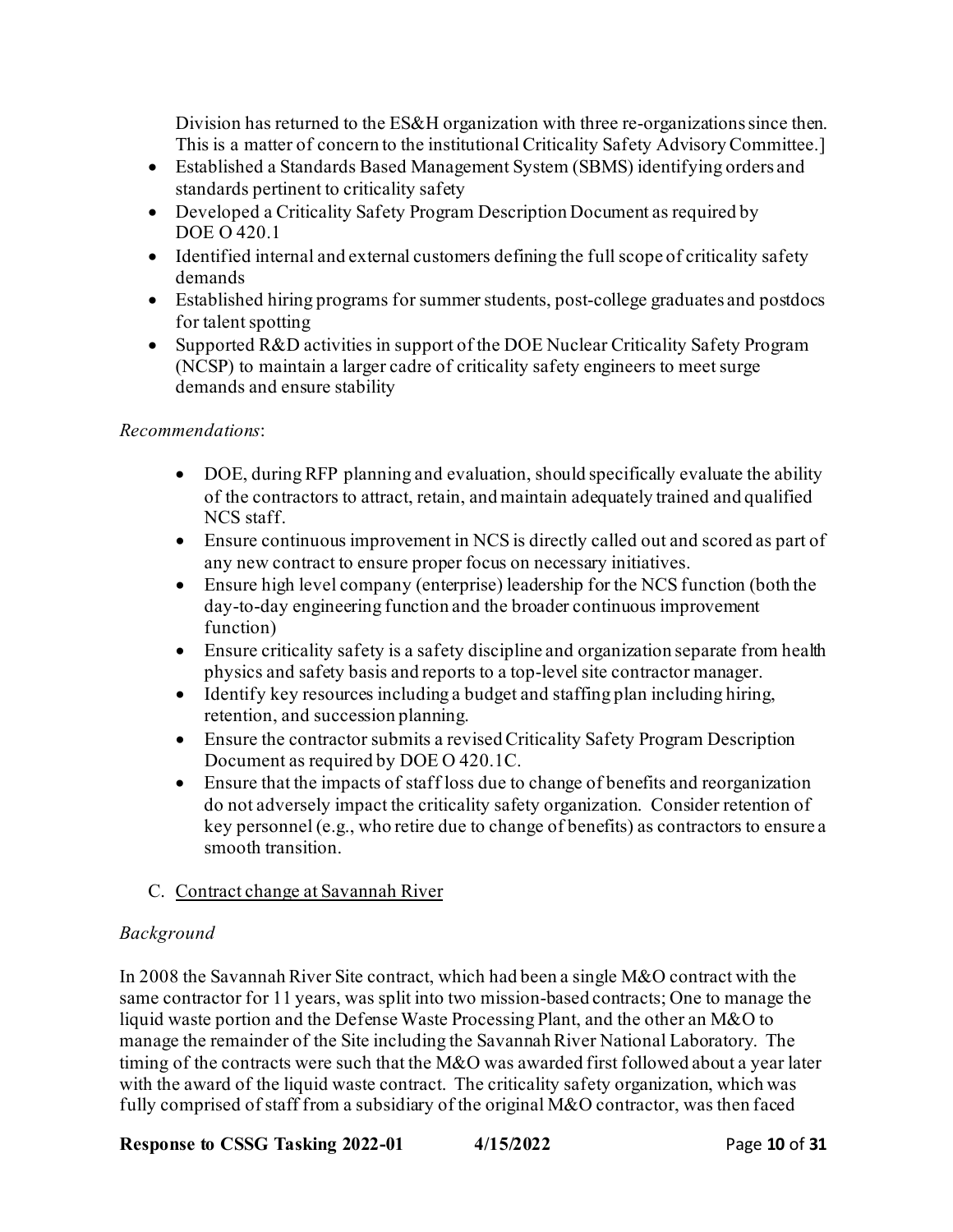Division has returned to the ES&H organization with three re-organizations since then. This is a matter of concern to the institutional Criticality Safety Advisory Committee.]

- Established a Standards Based Management System (SBMS) identifying orders and standards pertinent to criticality safety
- Developed a Criticality Safety Program Description Document as required by DOE O 420.1
- Identified internal and external customers defining the full scope of criticality safety demands
- Established hiring programs for summer students, post-college graduates and postdocs for talent spotting
- Supported R&D activities in support of the DOE Nuclear Criticality Safety Program (NCSP) to maintain a larger cadre of criticality safety engineers to meet surge demands and ensure stability

*Recommendations*:

- DOE, during RFP planning and evaluation, should specifically evaluate the ability of the contractors to attract, retain, and maintain adequately trained and qualified NCS staff.
- Ensure continuous improvement in NCS is directly called out and scored as part of any new contract to ensure proper focus on necessary initiatives.
- Ensure high level company (enterprise) leadership for the NCS function (both the day-to-day engineering function and the broader continuous improvement function)
- Ensure criticality safety is a safety discipline and organization separate from health physics and safety basis and reports to a top-level site contractor manager.
- Identify key resources including a budget and staffing plan including hiring, retention, and succession planning.
- Ensure the contractor submits a revised Criticality Safety Program Description Document as required by DOE O 420.1C.
- Ensure that the impacts of staff loss due to change of benefits and reorganization do not adversely impact the criticality safety organization. Consider retention of key personnel (e.g., who retire due to change of benefits) as contractors to ensure a smooth transition.

C. Contract change at Savannah River

*Background*

In 2008 the Savannah River Site contract, which had been a single M&O contract with the same contractor for 11 years, was split into two mission-based contracts; One to manage the liquid waste portion and the Defense Waste Processing Plant, and the other an M&O to manage the remainder of the Site including the Savannah River National Laboratory. The timing of the contracts were such that the M&O was awarded first followed about a year later with the award of the liquid waste contract. The criticality safety organization, which was fully comprised of staff from a subsidiary of the original M&O contractor, was then faced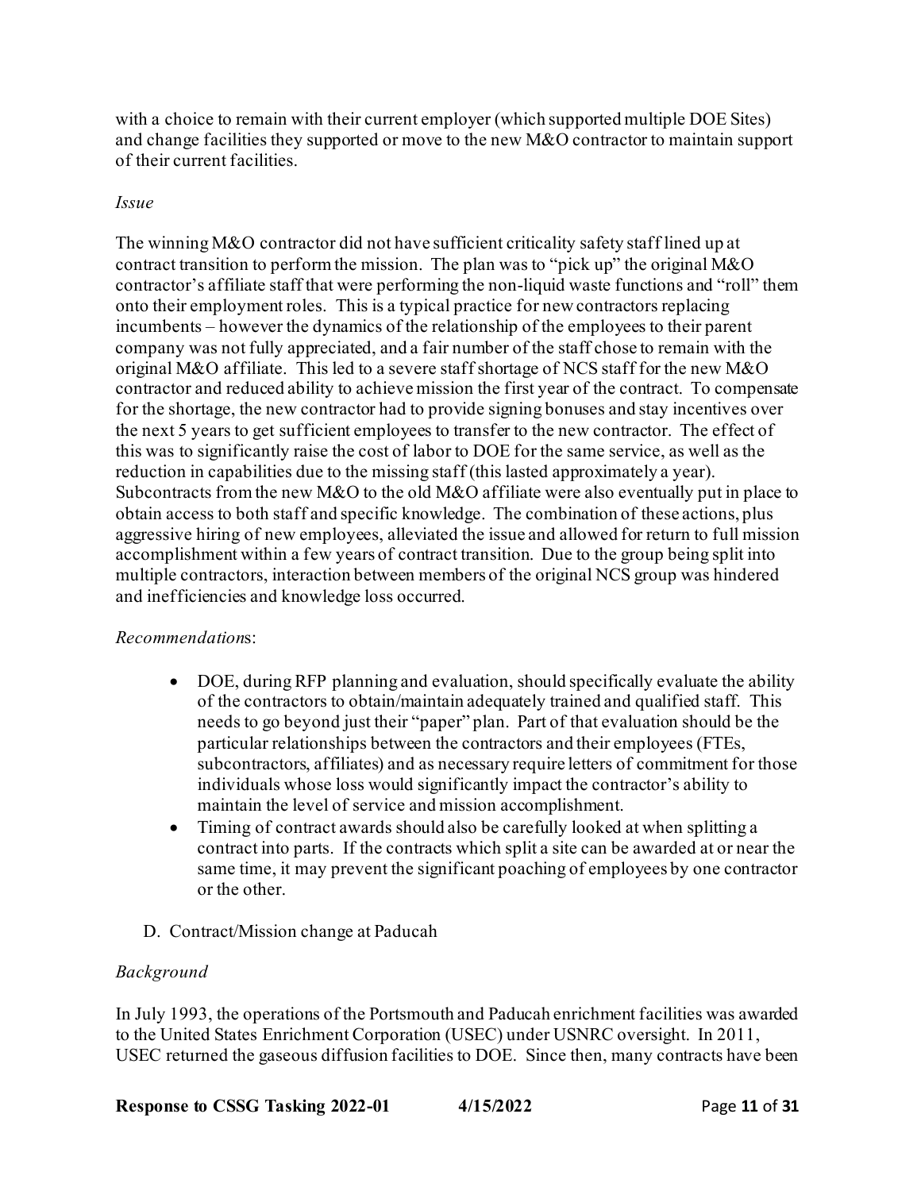with a choice to remain with their current employer (which supported multiple DOE Sites) and change facilities they supported or move to the new M&O contractor to maintain support of their current facilities.

*Issue*

The winning M&O contractor did not have sufficient criticality safety staff lined up at contract transition to perform the mission. The plan was to "pick up" the original M&O contractor's affiliate staff that were performing the non-liquid waste functions and "roll" them onto their employment roles. This is a typical practice for new contractors replacing incumbents – however the dynamics of the relationship of the employees to their parent company was not fully appreciated, and a fair number of the staff chose to remain with the original M&O affiliate. This led to a severe staff shortage of NCS staff for the new M&O contractor and reduced ability to achieve mission the first year of the contract. To compensate for the shortage, the new contractor had to provide signing bonuses and stay incentives over the next 5 years to get sufficient employees to transfer to the new contractor. The effect of this was to significantly raise the cost of labor to DOE for the same service, as well as the reduction in capabilities due to the missing staff (this lasted approximately a year). Subcontracts from the new M&O to the old M&O affiliate were also eventually put in place to obtain access to both staff and specific knowledge. The combination of these actions, plus aggressive hiring of new employees, alleviated the issue and allowed for return to full mission accomplishment within a few years of contract transition. Due to the group being split into multiple contractors, interaction between members of the original NCS group was hindered and inefficiencies and knowledge loss occurred.

*Recommendation*s:

- DOE, during RFP planning and evaluation, should specifically evaluate the ability of the contractors to obtain/maintain adequately trained and qualified staff. This needs to go beyond just their "paper" plan. Part of that evaluation should be the particular relationships between the contractors and their employees (FTEs, subcontractors, affiliates) and as necessary require letters of commitment for those individuals whose loss would significantly impact the contractor's ability to maintain the level of service and mission accomplishment.
- Timing of contract awards should also be carefully looked at when splitting a contract into parts. If the contracts which split a site can be awarded at or near the same time, it may prevent the significant poaching of employees by one contractor or the other.

D. Contract/Mission change at Paducah

*Background*

In July 1993, the operations of the Portsmouth and Paducah enrichment facilities was awarded to the United States Enrichment Corporation (USEC) under USNRC oversight. In 2011, USEC returned the gaseous diffusion facilities to DOE. Since then, many contracts have been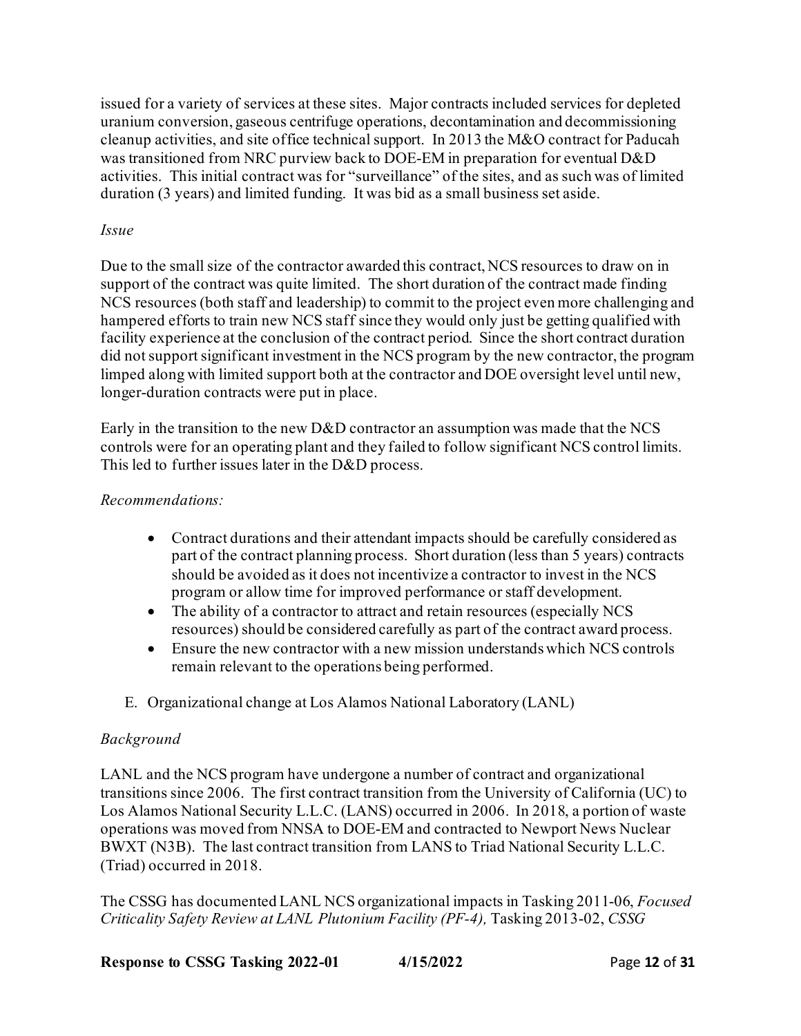issued for a variety of services at these sites. Major contracts included services for depleted uranium conversion, gaseous centrifuge operations, decontamination and decommissioning cleanup activities, and site office technical support. In 2013 the M&O contract for Paducah was transitioned from NRC purview back to DOE-EM in preparation for eventual D&D activities. This initial contract was for "surveillance" of the sites, and as such was of limited duration (3 years) and limited funding. It was bid as a small business set aside.

*Issue*

Due to the small size of the contractor awarded this contract, NCS resources to draw on in support of the contract was quite limited. The short duration of the contract made finding NCS resources (both staff and leadership) to commit to the project even more challenging and hampered efforts to train new NCS staff since they would only just be getting qualified with facility experience at the conclusion of the contract period. Since the short contract duration did not support significant investment in the NCS program by the new contractor, the program limped along with limited support both at the contractor and DOE oversight level until new, longer-duration contracts were put in place.

Early in the transition to the new D&D contractor an assumption was made that the NCS controls were for an operating plant and they failed to follow significant NCS control limits. This led to further issues later in the D&D process.

*Recommendations:*

- Contract durations and their attendant impacts should be carefully considered as part of the contract planning process. Short duration (less than 5 years) contracts should be avoided as it does not incentivize a contractor to invest in the NCS program or allow time for improved performance or staff development.
- The ability of a contractor to attract and retain resources (especially NCS resources) should be considered carefully as part of the contract award process.
- Ensure the new contractor with a new mission understands which NCS controls remain relevant to the operations being performed.

E. Organizational change at Los Alamos National Laboratory (LANL)

*Background*

LANL and the NCS program have undergone a number of contract and organizational transitions since 2006. The first contract transition from the University of California (UC) to Los Alamos National Security L.L.C. (LANS) occurred in 2006. In 2018, a portion of waste operations was moved from NNSA to DOE-EM and contracted to Newport News Nuclear BWXT (N3B). The last contract transition from LANS to Triad National Security L.L.C. (Triad) occurred in 2018.

The CSSG has documented LANL NCS organizational impacts in Tasking 2011-06, *Focused Criticality Safety Review at LANL Plutonium Facility (PF-4),* Tasking 2013-02, *CSSG*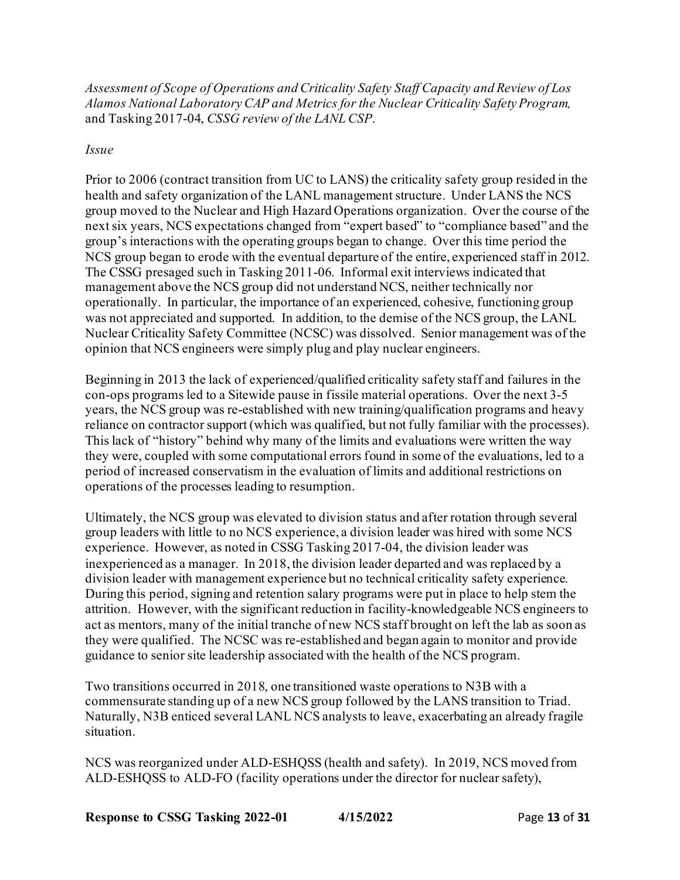*Assessment of Scope of Operations and Criticality Safety Staff Capacity and Review of Los Alamos National Laboratory CAP and Metrics for the Nuclear Criticality Safety Program,* and Tasking 2017-04, *CSSG review of the LANL CSP*.

*Issue*

Prior to 2006 (contract transition from UC to LANS) the criticality safety group resided in the health and safety organization of the LANL management structure. Under LANS the NCS group moved to the Nuclear and High Hazard Operations organization. Over the course of the next six years, NCS expectations changed from "expert based" to "compliance based" and the group's interactions with the operating groups began to change. Over this time period the NCS group began to erode with the eventual departure of the entire, experienced staff in 2012. The CSSG presaged such in Tasking 2011-06. Informal exit interviews indicated that management above the NCS group did not understand NCS, neither technically nor operationally. In particular, the importance of an experienced, cohesive, functioning group was not appreciated and supported. In addition, to the demise of the NCS group, the LANL Nuclear Criticality Safety Committee (NCSC) was dissolved. Senior management was of the opinion that NCS engineers were simply plug and play nuclear engineers.

Beginning in 2013 the lack of experienced/qualified criticality safety staff and failures in the con-ops programs led to a Sitewide pause in fissile material operations. Over the next 3-5 years, the NCS group was re-established with new training/qualification programs and heavy reliance on contractor support (which was qualified, but not fully familiar with the processes). This lack of "history" behind why many of the limits and evaluations were written the way they were, coupled with some computational errors found in some of the evaluations, led to a period of increased conservatism in the evaluation of limits and additional restrictions on operations of the processes leading to resumption.

Ultimately, the NCS group was elevated to division status and after rotation through several group leaders with little to no NCS experience, a division leader was hired with some NCS experience. However, as noted in CSSG Tasking 2017-04, the division leader was inexperienced as a manager. In 2018, the division leader departed and was replaced by a division leader with management experience but no technical criticality safety experience. During this period, signing and retention salary programs were put in place to help stem the attrition. However, with the significant reduction in facility-knowledgeable NCS engineers to act as mentors, many of the initial tranche of new NCS staff brought on left the lab as soon as they were qualified. The NCSC was re-established and began again to monitor and provide guidance to senior site leadership associated with the health of the NCS program.

Two transitions occurred in 2018, one transitioned waste operations to N3B with a commensurate standing up of a new NCS group followed by the LANS transition to Triad. Naturally, N3B enticed several LANL NCS analysts to leave, exacerbating an already fragile situation.

NCS was reorganized under ALD-ESHQSS (health and safety). In 2019, NCS moved from ALD-ESHQSS to ALD-FO (facility operations under the director for nuclear safety),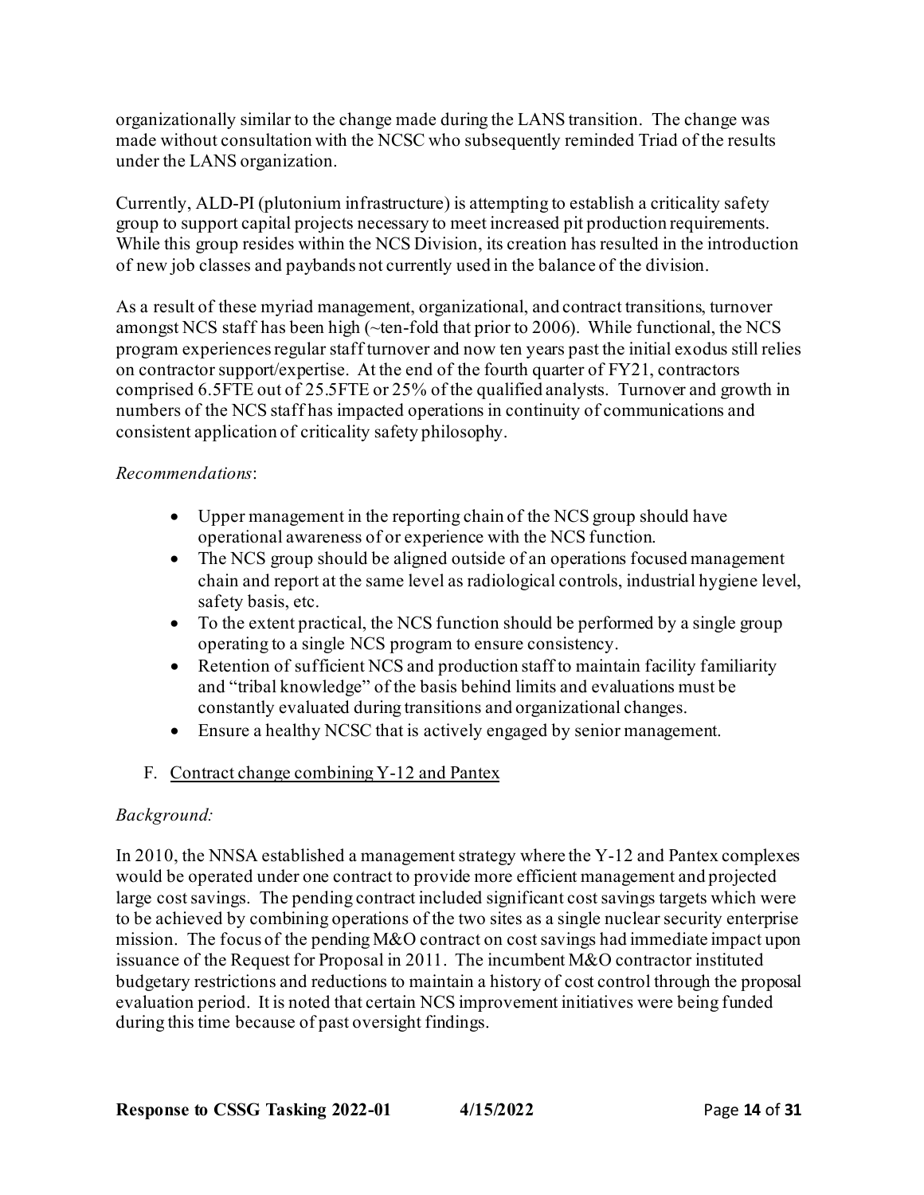organizationally similar to the change made during the LANS transition. The change was made without consultation with the NCSC who subsequently reminded Triad of the results under the LANS organization.

Currently, ALD-PI (plutonium infrastructure) is attempting to establish a criticality safety group to support capital projects necessary to meet increased pit production requirements. While this group resides within the NCS Division, its creation has resulted in the introduction of new job classes and paybands not currently used in the balance of the division.

As a result of these myriad management, organizational, and contract transitions, turnover amongst NCS staff has been high (~ten-fold that prior to 2006). While functional, the NCS program experiences regular staff turnover and now ten years past the initial exodus still relies on contractor support/expertise. At the end of the fourth quarter of FY21, contractors comprised 6.5FTE out of 25.5FTE or 25% of the qualified analysts. Turnover and growth in numbers of the NCS staff has impacted operations in continuity of communications and consistent application of criticality safety philosophy.

*Recommendations*:

- Upper management in the reporting chain of the NCS group should have operational awareness of or experience with the NCS function.
- The NCS group should be aligned outside of an operations focused management chain and report at the same level as radiological controls, industrial hygiene level, safety basis, etc.
- To the extent practical, the NCS function should be performed by a single group operating to a single NCS program to ensure consistency.
- Retention of sufficient NCS and production staff to maintain facility familiarity and "tribal knowledge" of the basis behind limits and evaluations must be constantly evaluated during transitions and organizational changes.
- Ensure a healthy NCSC that is actively engaged by senior management.

F. Contract change combining Y-12 and Pantex

*Background:*

In 2010, the NNSA established a management strategy where the Y-12 and Pantex complexes would be operated under one contract to provide more efficient management and projected large cost savings. The pending contract included significant cost savings targets which were to be achieved by combining operations of the two sites as a single nuclear security enterprise mission. The focus of the pending M&O contract on cost savings had immediate impact upon issuance of the Request for Proposal in 2011. The incumbent M&O contractor instituted budgetary restrictions and reductions to maintain a history of cost control through the proposal evaluation period. It is noted that certain NCS improvement initiatives were being funded during this time because of past oversight findings.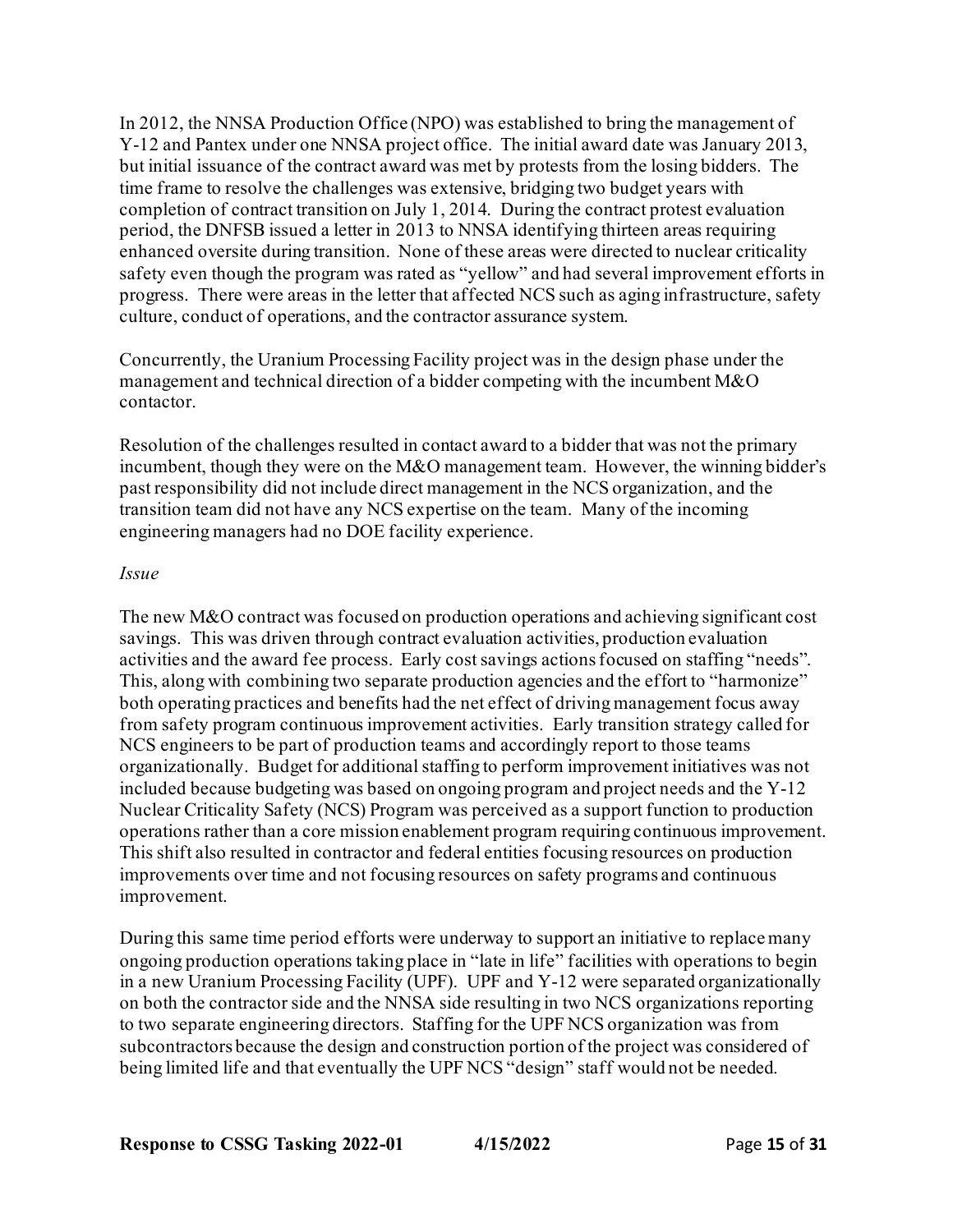In 2012, the NNSA Production Office (NPO) was established to bring the management of Y-12 and Pantex under one NNSA project office. The initial award date was January 2013, but initial issuance of the contract award was met by protests from the losing bidders. The time frame to resolve the challenges was extensive, bridging two budget years with completion of contract transition on July 1, 2014. During the contract protest evaluation period, the DNFSB issued a letter in 2013 to NNSA identifying thirteen areas requiring enhanced oversite during transition. None of these areas were directed to nuclear criticality safety even though the program was rated as "yellow" and had several improvement efforts in progress. There were areas in the letter that affected NCS such as aging infrastructure, safety culture, conduct of operations, and the contractor assurance system.

Concurrently, the Uranium Processing Facility project was in the design phase under the management and technical direction of a bidder competing with the incumbent M&O contactor.

Resolution of the challenges resulted in contact award to a bidder that was not the primary incumbent, though they were on the M&O management team. However, the winning bidder's past responsibility did not include direct management in the NCS organization, and the transition team did not have any NCS expertise on the team. Many of the incoming engineering managers had no DOE facility experience.

*Issue*

The new M&O contract was focused on production operations and achieving significant cost savings. This was driven through contract evaluation activities, production evaluation activities and the award fee process. Early cost savings actions focused on staffing "needs". This, along with combining two separate production agencies and the effort to "harmonize" both operating practices and benefits had the net effect of driving management focus away from safety program continuous improvement activities. Early transition strategy called for NCS engineers to be part of production teams and accordingly report to those teams organizationally. Budget for additional staffing to perform improvement initiatives was not included because budgeting was based on ongoing program and project needs and the Y-12 Nuclear Criticality Safety (NCS) Program was perceived as a support function to production operations rather than a core mission enablement program requiring continuous improvement. This shift also resulted in contractor and federal entities focusing resources on production improvements over time and not focusing resources on safety programs and continuous improvement.

During this same time period efforts were underway to support an initiative to replace many ongoing production operations taking place in "late in life" facilities with operations to begin in a new Uranium Processing Facility (UPF). UPF and Y-12 were separated organizationally on both the contractor side and the NNSA side resulting in two NCS organizations reporting to two separate engineering directors. Staffing for the UPF NCS organization was from subcontractors because the design and construction portion of the project was considered of being limited life and that eventually the UPF NCS "design" staff would not be needed.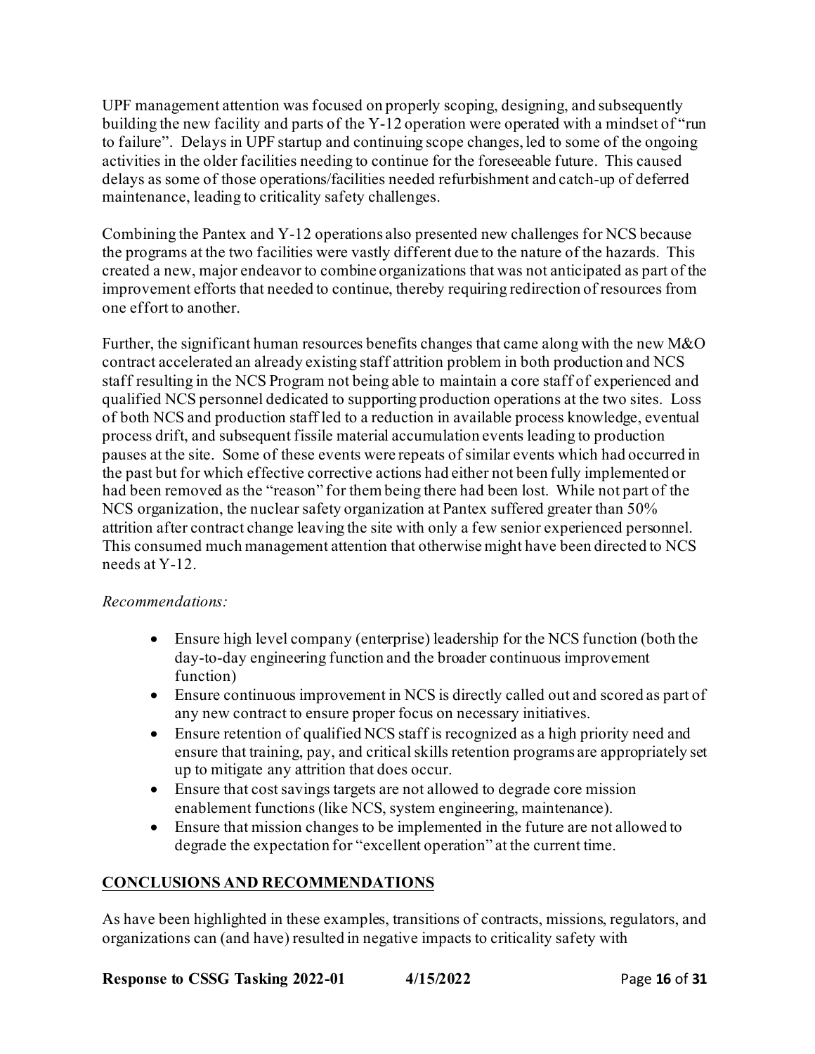UPF management attention was focused on properly scoping, designing, and subsequently building the new facility and parts of the Y-12 operation were operated with a mindset of "run to failure". Delays in UPF startup and continuing scope changes, led to some of the ongoing activities in the older facilities needing to continue for the foreseeable future. This caused delays as some of those operations/facilities needed refurbishment and catch-up of deferred maintenance, leading to criticality safety challenges.

Combining the Pantex and Y-12 operations also presented new challenges for NCS because the programs at the two facilities were vastly different due to the nature of the hazards. This created a new, major endeavor to combine organizations that was not anticipated as part of the improvement efforts that needed to continue, thereby requiring redirection of resources from one effort to another.

Further, the significant human resources benefits changes that came along with the new M&O contract accelerated an already existing staff attrition problem in both production and NCS staff resulting in the NCS Program not being able to maintain a core staff of experienced and qualified NCS personnel dedicated to supporting production operations at the two sites. Loss of both NCS and production staff led to a reduction in available process knowledge, eventual process drift, and subsequent fissile material accumulation events leading to production pauses at the site. Some of these events were repeats of similar events which had occurred in the past but for which effective corrective actions had either not been fully implemented or had been removed as the "reason" for them being there had been lost. While not part of the NCS organization, the nuclear safety organization at Pantex suffered greater than 50% attrition after contract change leaving the site with only a few senior experienced personnel. This consumed much management attention that otherwise might have been directed to NCS needs at Y-12.

*Recommendations:*

- Ensure high level company (enterprise) leadership for the NCS function (both the day-to-day engineering function and the broader continuous improvement function)
- Ensure continuous improvement in NCS is directly called out and scored as part of any new contract to ensure proper focus on necessary initiatives.
- Ensure retention of qualified NCS staff is recognized as a high priority need and ensure that training, pay, and critical skills retention programs are appropriately set up to mitigate any attrition that does occur.
- Ensure that cost savings targets are not allowed to degrade core mission enablement functions (like NCS, system engineering, maintenance).
- Ensure that mission changes to be implemented in the future are not allowed to degrade the expectation for "excellent operation" at the current time.

## CONCLUSIONS AND RECOMMENDATIONS

As have been highlighted in these examples, transitions of contracts, missions, regulators, and organizations can (and have) resulted in negative impacts to criticality safety with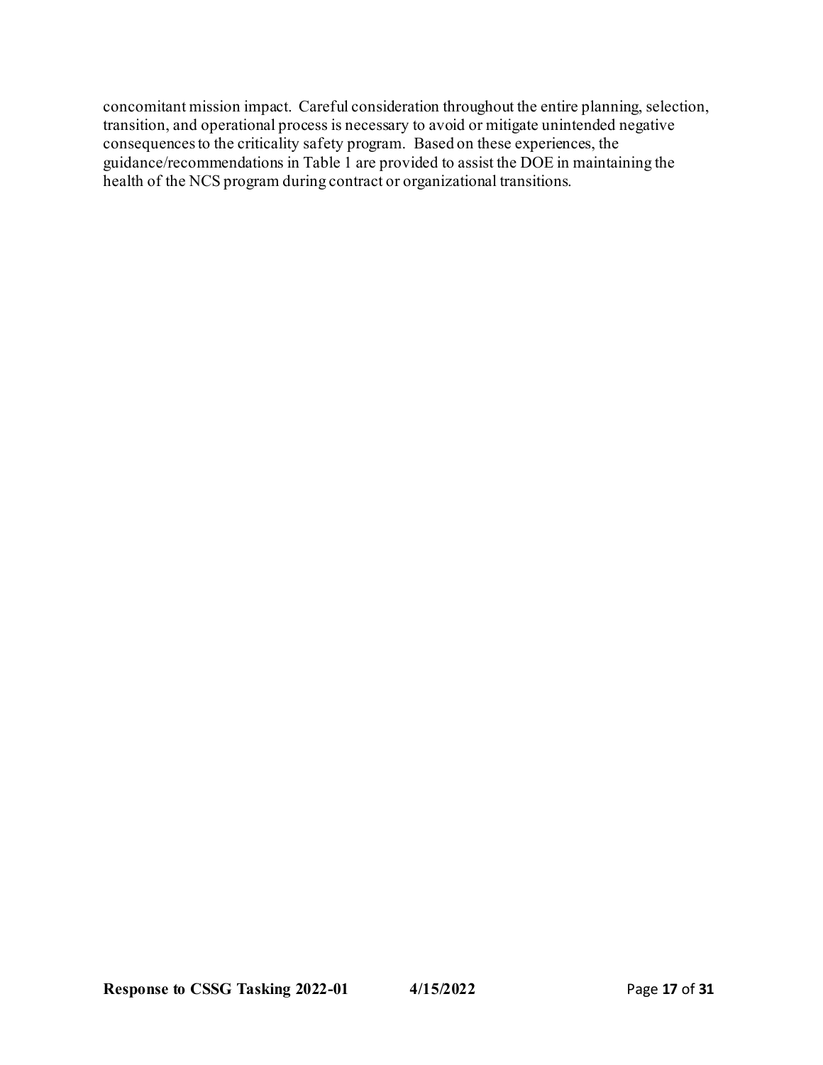concomitant mission impact. Careful consideration throughout the entire planning, selection, transition, and operational process is necessary to avoid or mitigate unintended negative consequences to the criticality safety program. Based on these experiences, the guidance/recommendations in Table 1 are provided to assist the DOE in maintaining the health of the NCS program during contract or organizational transitions.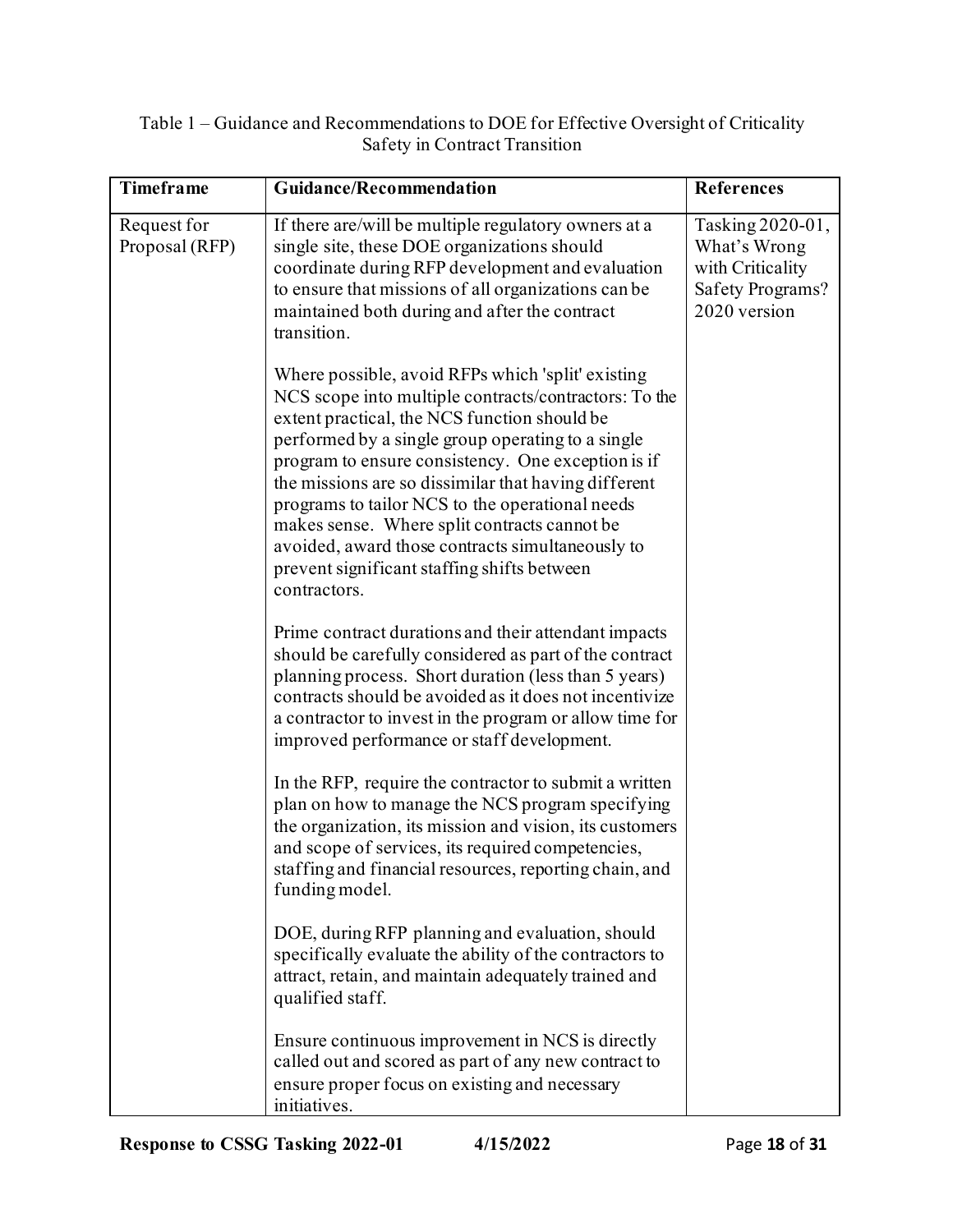Table 1 – Guidance and Recommendations to DOE for Effective Oversight of Criticality Safety in Contract Transition

| Timeframe | Guidance/Recommendation | References |
| --- | --- | --- |
| Request for Proposal (RFP) | If there are/will be multiple regulatory owners at a single site, these DOE organizations should coordinate during RFP development and evaluation to ensure that missions of all organizations can be maintained both during and after the contract transition.<br><br>Where possible, avoid RFPs which 'split' existing NCS scope into multiple contracts/contractors: To the extent practical, the NCS function should be performed by a single group operating to a single program to ensure consistency. One exception is if the missions are so dissimilar that having different programs to tailor NCS to the operational needs makes sense. Where split contracts cannot be avoided, award those contracts simultaneously to prevent significant staffing shifts between contractors.<br><br>Prime contract durations and their attendant impacts should be carefully considered as part of the contract planning process. Short duration (less than 5 years) contracts should be avoided as it does not incentivize a contractor to invest in the program or allow time for improved performance or staff development.<br><br>In the RFP, require the contractor to submit a written plan on how to manage the NCS program specifying the organization, its mission and vision, its customers and scope of services, its required competencies, staffing and financial resources, reporting chain, and funding model.<br><br>DOE, during RFP planning and evaluation, should specifically evaluate the ability of the contractors to attract, retain, and maintain adequately trained and qualified staff.<br><br>Ensure continuous improvement in NCS is directly called out and scored as part of any new contract to ensure proper focus on existing and necessary initiatives. | Tasking 2020-01, What's Wrong with Criticality Safety Programs? 2020 version |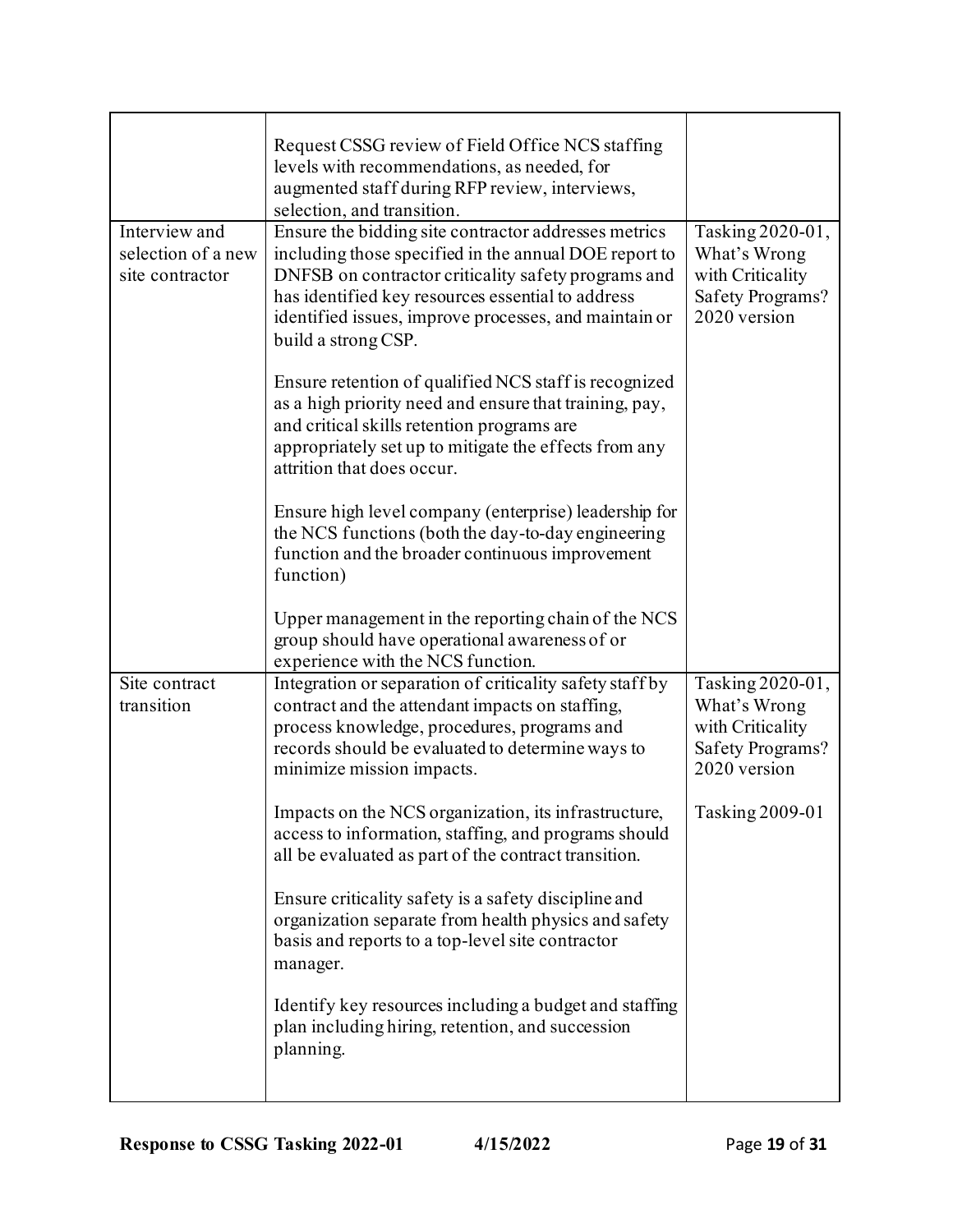| | | |
|---|---|---|
| | Request CSSG review of Field Office NCS staffing levels with recommendations, as needed, for augmented staff during RFP review, interviews, selection, and transition. | |
| Interview and selection of a new site contractor | Ensure the bidding site contractor addresses metrics including those specified in the annual DOE report to DNFSB on contractor criticality safety programs and has identified key resources essential to address identified issues, improve processes, and maintain or build a strong CSP.<br><br>Ensure retention of qualified NCS staff is recognized as a high priority need and ensure that training, pay, and critical skills retention programs are appropriately set up to mitigate the effects from any attrition that does occur.<br><br>Ensure high level company (enterprise) leadership for the NCS functions (both the day-to-day engineering function and the broader continuous improvement function)<br><br>Upper management in the reporting chain of the NCS group should have operational awareness of or experience with the NCS function. | Tasking 2020-01, What's Wrong with Criticality Safety Programs? 2020 version |
| Site contract transition | Integration or separation of criticality safety staff by contract and the attendant impacts on staffing, process knowledge, procedures, programs and records should be evaluated to determine ways to minimize mission impacts.<br><br>Impacts on the NCS organization, its infrastructure, access to information, staffing, and programs should all be evaluated as part of the contract transition.<br><br>Ensure criticality safety is a safety discipline and organization separate from health physics and safety basis and reports to a top-level site contractor manager.<br><br>Identify key resources including a budget and staffing plan including hiring, retention, and succession planning. | Tasking 2020-01, What's Wrong with Criticality Safety Programs? 2020 version<br><br>Tasking 2009-01 |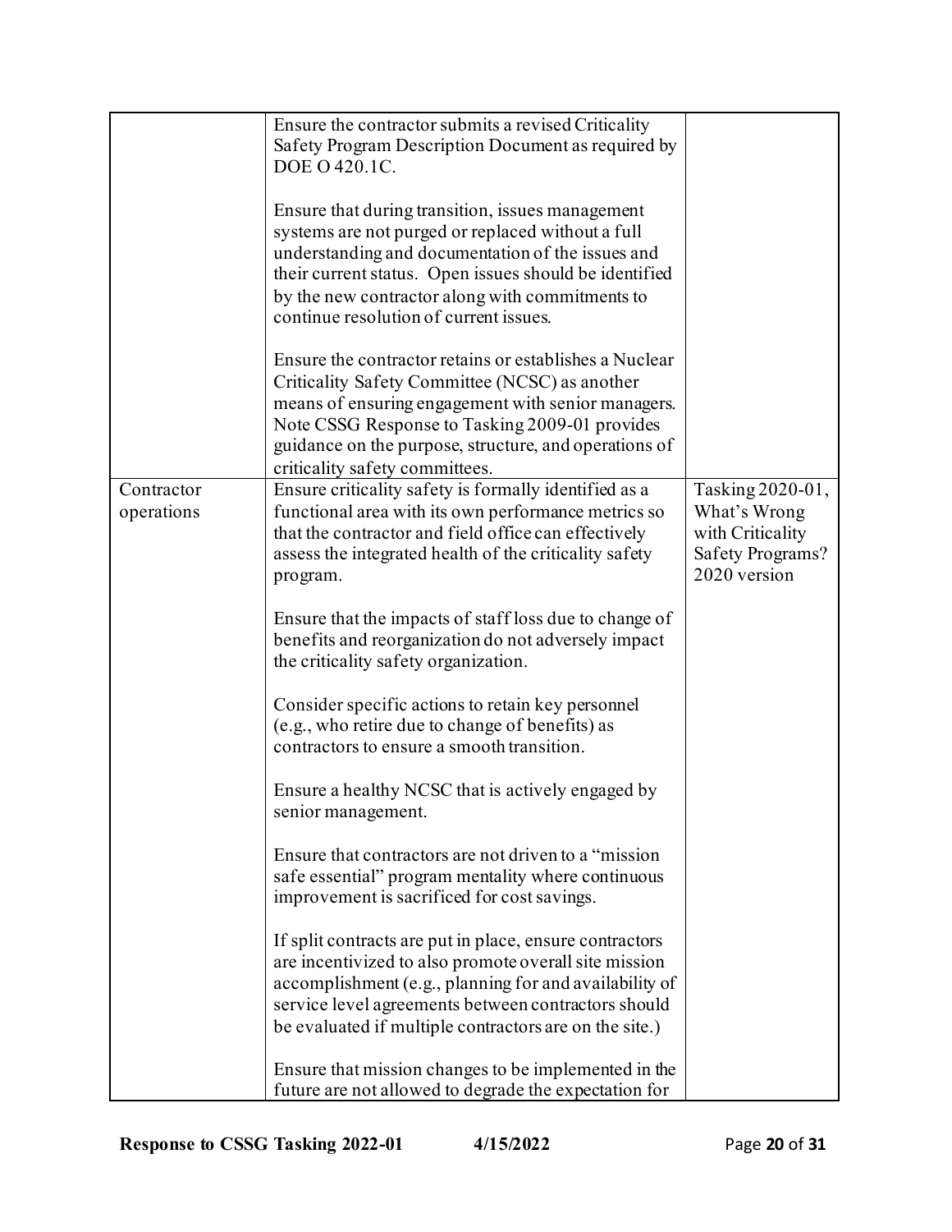| | | |
|---|---|---|
| | Ensure the contractor submits a revised Criticality Safety Program Description Document as required by DOE O 420.1C.<br><br>Ensure that during transition, issues management systems are not purged or replaced without a full understanding and documentation of the issues and their current status. Open issues should be identified by the new contractor along with commitments to continue resolution of current issues.<br><br>Ensure the contractor retains or establishes a Nuclear Criticality Safety Committee (NCSC) as another means of ensuring engagement with senior managers. Note CSSG Response to Tasking 2009-01 provides guidance on the purpose, structure, and operations of criticality safety committees. | |
| Contractor operations | Ensure criticality safety is formally identified as a functional area with its own performance metrics so that the contractor and field office can effectively assess the integrated health of the criticality safety program.<br><br>Ensure that the impacts of staff loss due to change of benefits and reorganization do not adversely impact the criticality safety organization.<br><br>Consider specific actions to retain key personnel (e.g., who retire due to change of benefits) as contractors to ensure a smooth transition.<br><br>Ensure a healthy NCSC that is actively engaged by senior management.<br><br>Ensure that contractors are not driven to a "mission safe essential" program mentality where continuous improvement is sacrificed for cost savings.<br><br>If split contracts are put in place, ensure contractors are incentivized to also promote overall site mission accomplishment (e.g., planning for and availability of service level agreements between contractors should be evaluated if multiple contractors are on the site.)<br><br>Ensure that mission changes to be implemented in the future are not allowed to degrade the expectation for | Tasking 2020-01, What's Wrong with Criticality Safety Programs? 2020 version |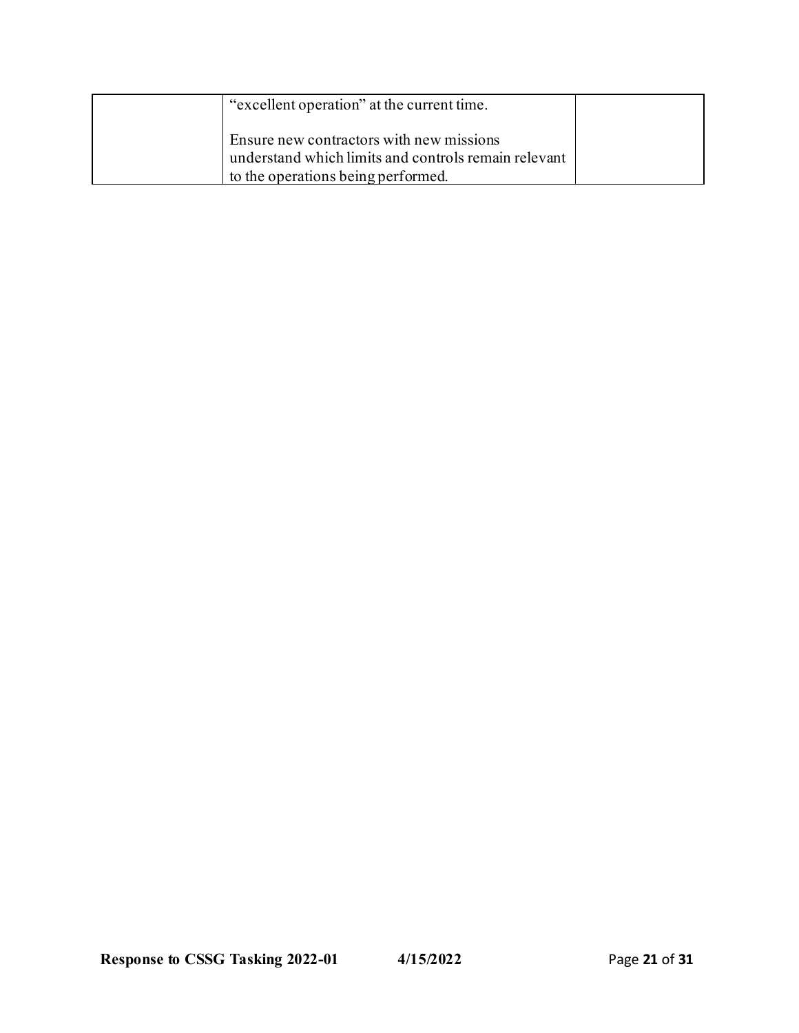| | | |
|---|---|---|
| | "excellent operation" at the current time.<br><br>Ensure new contractors with new missions understand which limits and controls remain relevant to the operations being performed. | |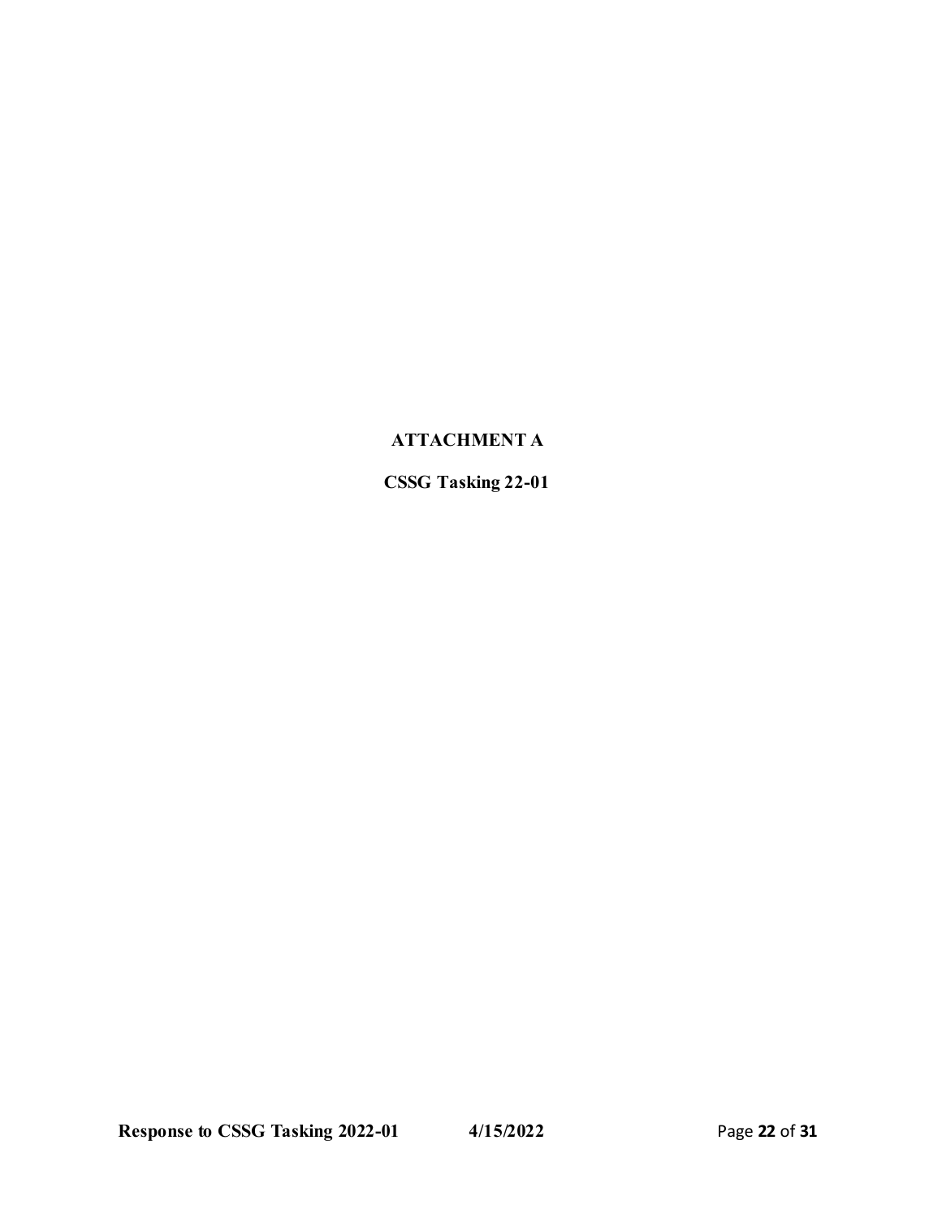# ATTACHMENT A

## CSSG Tasking 22-01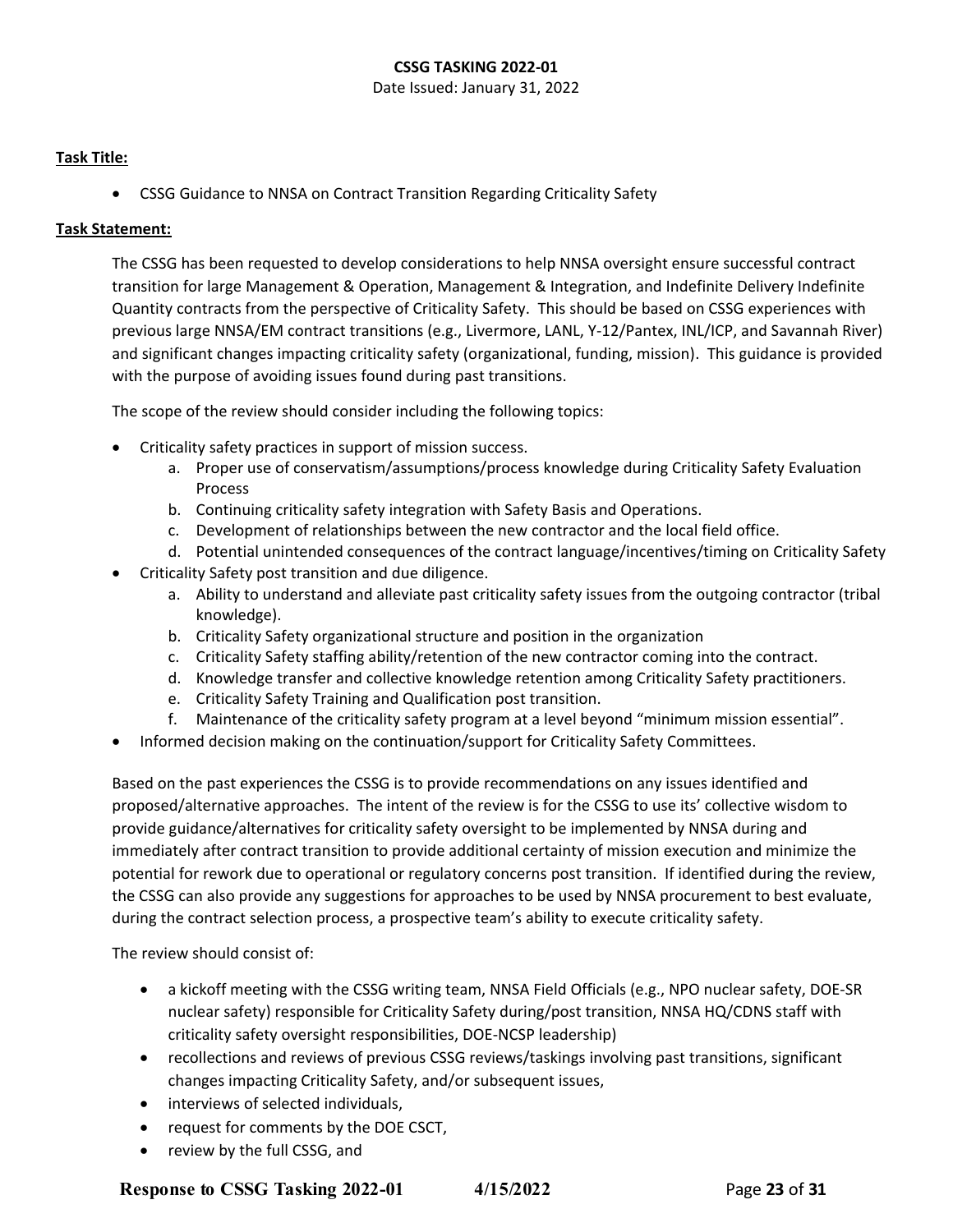**CSSG TASKING 2022-01**

Date Issued: January 31, 2022

**Task Title:**

- CSSG Guidance to NNSA on Contract Transition Regarding Criticality Safety

**Task Statement:**

The CSSG has been requested to develop considerations to help NNSA oversight ensure successful contract transition for large Management & Operation, Management & Integration, and Indefinite Delivery Indefinite Quantity contracts from the perspective of Criticality Safety. This should be based on CSSG experiences with previous large NNSA/EM contract transitions (e.g., Livermore, LANL, Y-12/Pantex, INL/ICP, and Savannah River) and significant changes impacting criticality safety (organizational, funding, mission). This guidance is provided with the purpose of avoiding issues found during past transitions.

The scope of the review should consider including the following topics:

- Criticality safety practices in support of mission success.
    a. Proper use of conservatism/assumptions/process knowledge during Criticality Safety Evaluation Process
    b. Continuing criticality safety integration with Safety Basis and Operations.
    c. Development of relationships between the new contractor and the local field office.
    d. Potential unintended consequences of the contract language/incentives/timing on Criticality Safety
- Criticality Safety post transition and due diligence.
    a. Ability to understand and alleviate past criticality safety issues from the outgoing contractor (tribal knowledge).
    b. Criticality Safety organizational structure and position in the organization
    c. Criticality Safety staffing ability/retention of the new contractor coming into the contract.
    d. Knowledge transfer and collective knowledge retention among Criticality Safety practitioners.
    e. Criticality Safety Training and Qualification post transition.
    f. Maintenance of the criticality safety program at a level beyond "minimum mission essential".
- Informed decision making on the continuation/support for Criticality Safety Committees.

Based on the past experiences the CSSG is to provide recommendations on any issues identified and proposed/alternative approaches. The intent of the review is for the CSSG to use its' collective wisdom to provide guidance/alternatives for criticality safety oversight to be implemented by NNSA during and immediately after contract transition to provide additional certainty of mission execution and minimize the potential for rework due to operational or regulatory concerns post transition. If identified during the review, the CSSG can also provide any suggestions for approaches to be used by NNSA procurement to best evaluate, during the contract selection process, a prospective team's ability to execute criticality safety.

The review should consist of:

- a kickoff meeting with the CSSG writing team, NNSA Field Officials (e.g., NPO nuclear safety, DOE-SR nuclear safety) responsible for Criticality Safety during/post transition, NNSA HQ/CDNS staff with criticality safety oversight responsibilities, DOE-NCSP leadership)
- recollections and reviews of previous CSSG reviews/taskings involving past transitions, significant changes impacting Criticality Safety, and/or subsequent issues,
- interviews of selected individuals,
- request for comments by the DOE CSCT,
- review by the full CSSG, and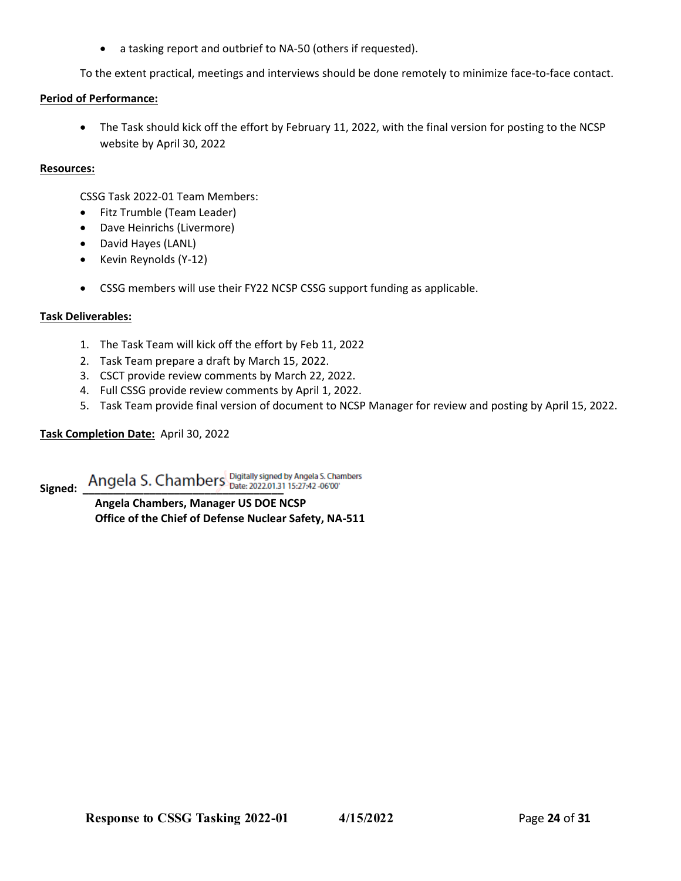- a tasking report and outbrief to NA-50 (others if requested).

To the extent practical, meetings and interviews should be done remotely to minimize face-to-face contact.

**Period of Performance:**

- The Task should kick off the effort by February 11, 2022, with the final version for posting to the NCSP website by April 30, 2022

**Resources:**

CSSG Task 2022-01 Team Members:

- Fitz Trumble (Team Leader)
- Dave Heinrichs (Livermore)
- David Hayes (LANL)
- Kevin Reynolds (Y-12)

- CSSG members will use their FY22 NCSP CSSG support funding as applicable.

**Task Deliverables:**

1. The Task Team will kick off the effort by Feb 11, 2022
2. Task Team prepare a draft by March 15, 2022.
3. CSCT provide review comments by March 22, 2022.
4. Full CSSG provide review comments by April 1, 2022.
5. Task Team provide final version of document to NCSP Manager for review and posting by April 15, 2022.

**Task Completion Date:** April 30, 2022

**Signed:** Angela S. Chambers Digitally signed by Angela S. Chambers Date: 2022.01.31 15:27:42 -06'00'

**Angela Chambers, Manager US DOE NCSP**
**Office of the Chief of Defense Nuclear Safety, NA-511**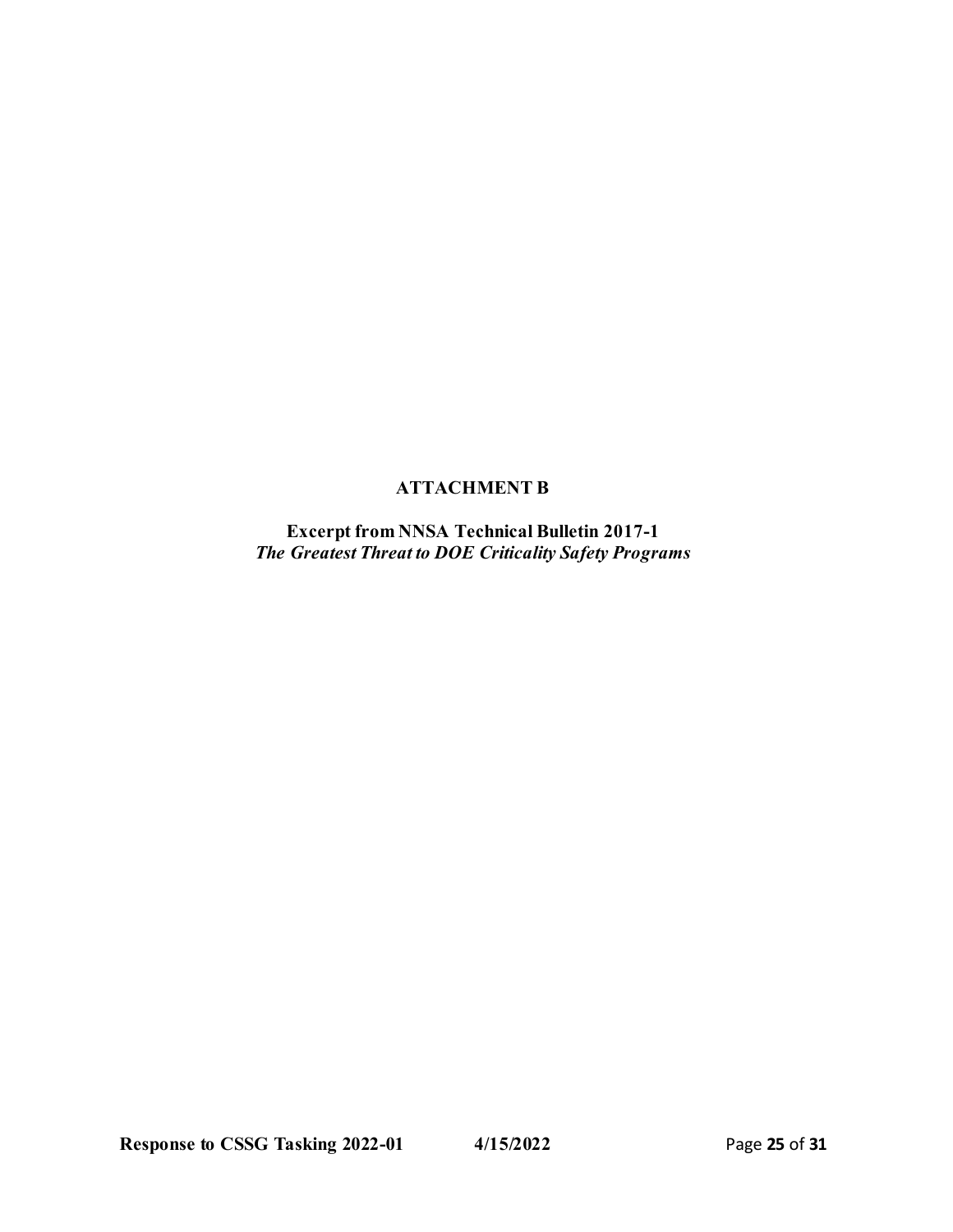# ATTACHMENT B

**Excerpt from NNSA Technical Bulletin 2017-1**
***The Greatest Threat to DOE Criticality Safety Programs***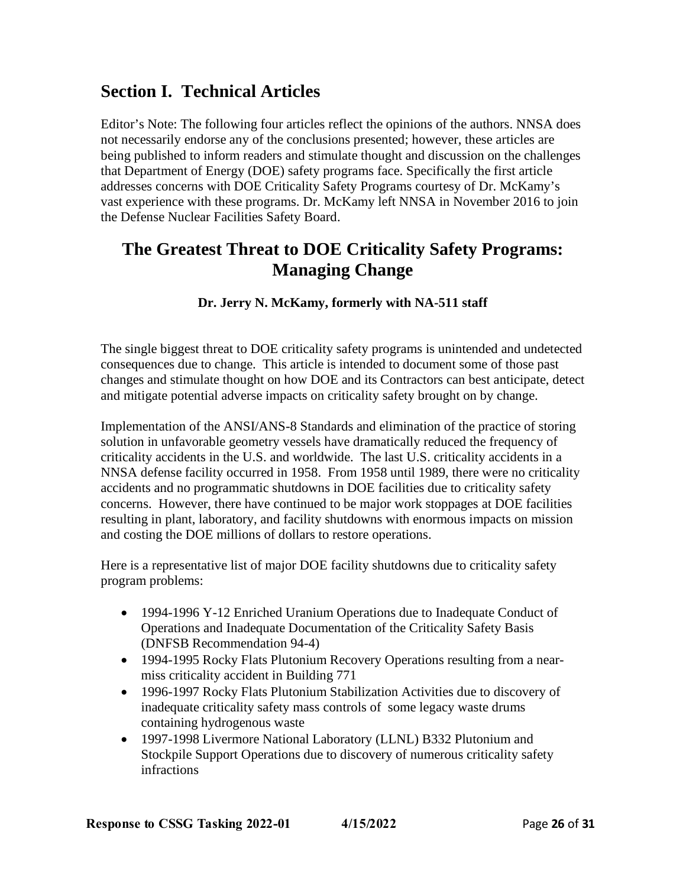## Section I. Technical Articles

Editor's Note: The following four articles reflect the opinions of the authors. NNSA does not necessarily endorse any of the conclusions presented; however, these articles are being published to inform readers and stimulate thought and discussion on the challenges that Department of Energy (DOE) safety programs face. Specifically the first article addresses concerns with DOE Criticality Safety Programs courtesy of Dr. McKamy's vast experience with these programs. Dr. McKamy left NNSA in November 2016 to join the Defense Nuclear Facilities Safety Board.

## The Greatest Threat to DOE Criticality Safety Programs: Managing Change

**Dr. Jerry N. McKamy, formerly with NA-511 staff**

The single biggest threat to DOE criticality safety programs is unintended and undetected consequences due to change. This article is intended to document some of those past changes and stimulate thought on how DOE and its Contractors can best anticipate, detect and mitigate potential adverse impacts on criticality safety brought on by change.

Implementation of the ANSI/ANS-8 Standards and elimination of the practice of storing solution in unfavorable geometry vessels have dramatically reduced the frequency of criticality accidents in the U.S. and worldwide. The last U.S. criticality accidents in a NNSA defense facility occurred in 1958. From 1958 until 1989, there were no criticality accidents and no programmatic shutdowns in DOE facilities due to criticality safety concerns. However, there have continued to be major work stoppages at DOE facilities resulting in plant, laboratory, and facility shutdowns with enormous impacts on mission and costing the DOE millions of dollars to restore operations.

Here is a representative list of major DOE facility shutdowns due to criticality safety program problems:

- 1994-1996 Y-12 Enriched Uranium Operations due to Inadequate Conduct of Operations and Inadequate Documentation of the Criticality Safety Basis (DNFSB Recommendation 94-4)
- 1994-1995 Rocky Flats Plutonium Recovery Operations resulting from a near-miss criticality accident in Building 771
- 1996-1997 Rocky Flats Plutonium Stabilization Activities due to discovery of inadequate criticality safety mass controls of some legacy waste drums containing hydrogenous waste
- 1997-1998 Livermore National Laboratory (LLNL) B332 Plutonium and Stockpile Support Operations due to discovery of numerous criticality safety infractions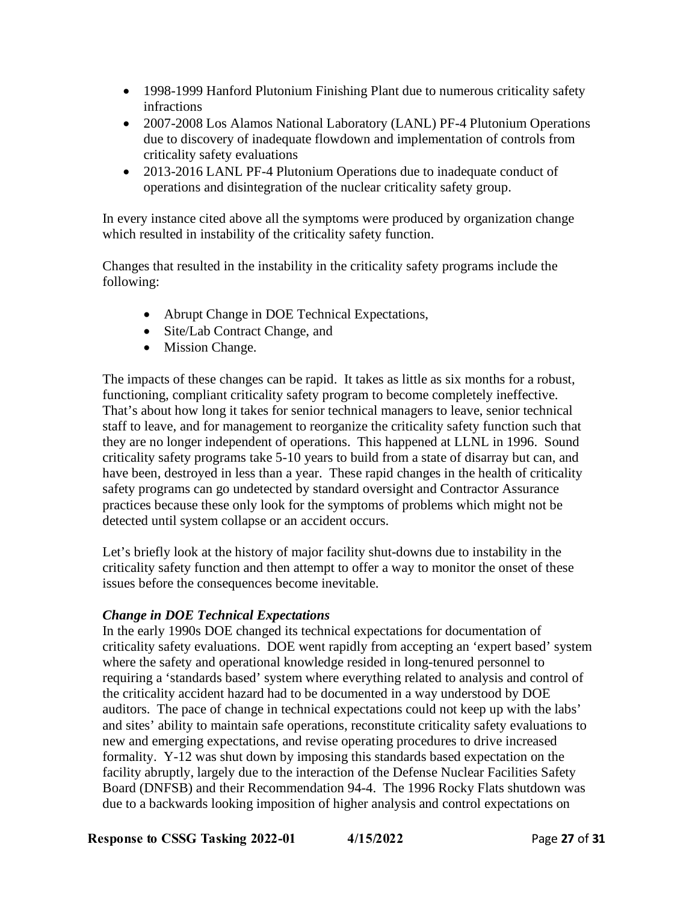- 1998-1999 Hanford Plutonium Finishing Plant due to numerous criticality safety infractions
- 2007-2008 Los Alamos National Laboratory (LANL) PF-4 Plutonium Operations due to discovery of inadequate flowdown and implementation of controls from criticality safety evaluations
- 2013-2016 LANL PF-4 Plutonium Operations due to inadequate conduct of operations and disintegration of the nuclear criticality safety group.

In every instance cited above all the symptoms were produced by organization change which resulted in instability of the criticality safety function.

Changes that resulted in the instability in the criticality safety programs include the following:

- Abrupt Change in DOE Technical Expectations,
- Site/Lab Contract Change, and
- Mission Change.

The impacts of these changes can be rapid. It takes as little as six months for a robust, functioning, compliant criticality safety program to become completely ineffective. That's about how long it takes for senior technical managers to leave, senior technical staff to leave, and for management to reorganize the criticality safety function such that they are no longer independent of operations. This happened at LLNL in 1996. Sound criticality safety programs take 5-10 years to build from a state of disarray but can, and have been, destroyed in less than a year. These rapid changes in the health of criticality safety programs can go undetected by standard oversight and Contractor Assurance practices because these only look for the symptoms of problems which might not be detected until system collapse or an accident occurs.

Let's briefly look at the history of major facility shut-downs due to instability in the criticality safety function and then attempt to offer a way to monitor the onset of these issues before the consequences become inevitable.

***Change in DOE Technical Expectations***

In the early 1990s DOE changed its technical expectations for documentation of criticality safety evaluations. DOE went rapidly from accepting an 'expert based' system where the safety and operational knowledge resided in long-tenured personnel to requiring a 'standards based' system where everything related to analysis and control of the criticality accident hazard had to be documented in a way understood by DOE auditors. The pace of change in technical expectations could not keep up with the labs' and sites' ability to maintain safe operations, reconstitute criticality safety evaluations to new and emerging expectations, and revise operating procedures to drive increased formality. Y-12 was shut down by imposing this standards based expectation on the facility abruptly, largely due to the interaction of the Defense Nuclear Facilities Safety Board (DNFSB) and their Recommendation 94-4. The 1996 Rocky Flats shutdown was due to a backwards looking imposition of higher analysis and control expectations on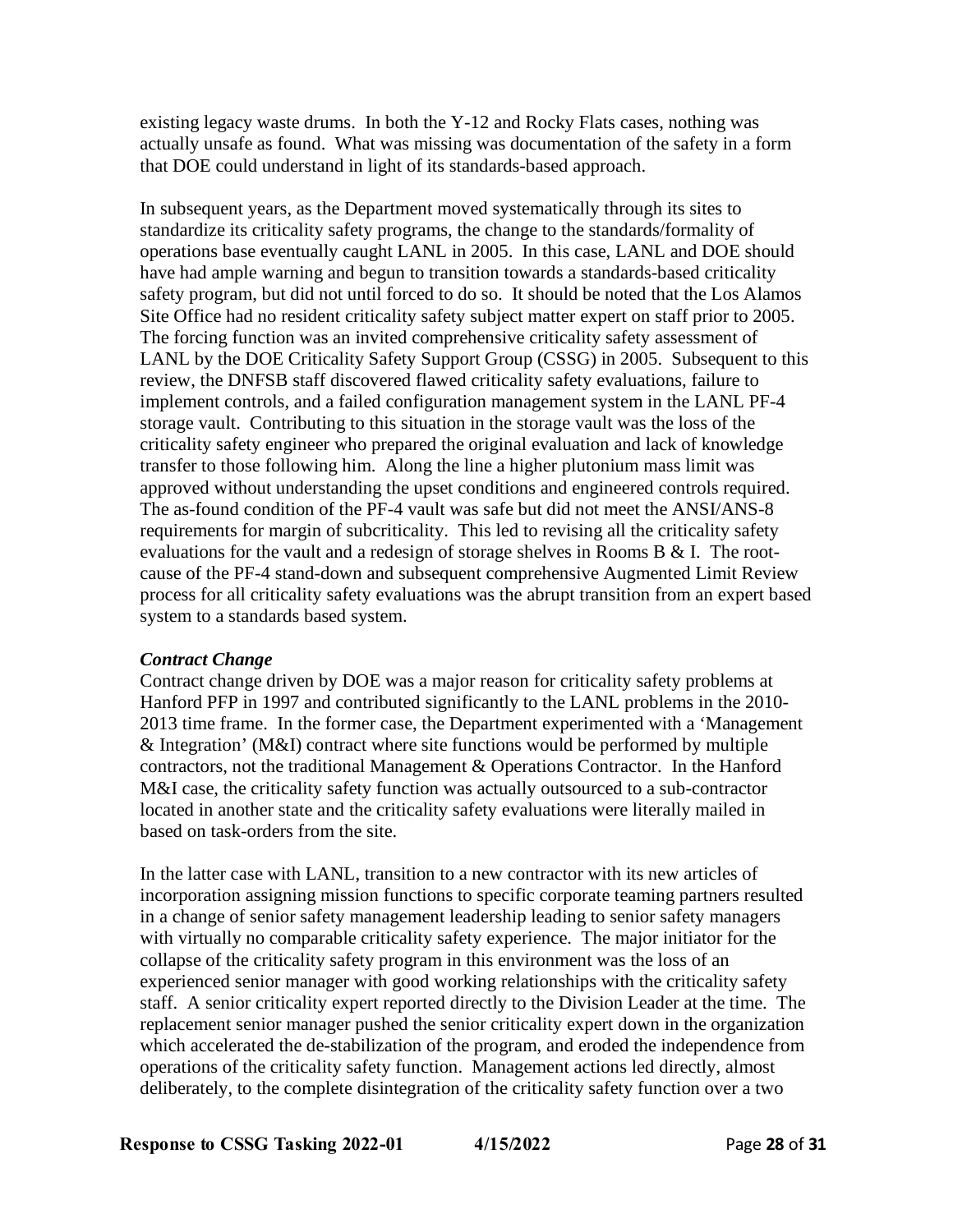existing legacy waste drums. In both the Y-12 and Rocky Flats cases, nothing was actually unsafe as found. What was missing was documentation of the safety in a form that DOE could understand in light of its standards-based approach.

In subsequent years, as the Department moved systematically through its sites to standardize its criticality safety programs, the change to the standards/formality of operations base eventually caught LANL in 2005. In this case, LANL and DOE should have had ample warning and begun to transition towards a standards-based criticality safety program, but did not until forced to do so. It should be noted that the Los Alamos Site Office had no resident criticality safety subject matter expert on staff prior to 2005. The forcing function was an invited comprehensive criticality safety assessment of LANL by the DOE Criticality Safety Support Group (CSSG) in 2005. Subsequent to this review, the DNFSB staff discovered flawed criticality safety evaluations, failure to implement controls, and a failed configuration management system in the LANL PF-4 storage vault. Contributing to this situation in the storage vault was the loss of the criticality safety engineer who prepared the original evaluation and lack of knowledge transfer to those following him. Along the line a higher plutonium mass limit was approved without understanding the upset conditions and engineered controls required. The as-found condition of the PF-4 vault was safe but did not meet the ANSI/ANS-8 requirements for margin of subcriticality. This led to revising all the criticality safety evaluations for the vault and a redesign of storage shelves in Rooms B & I. The root-cause of the PF-4 stand-down and subsequent comprehensive Augmented Limit Review process for all criticality safety evaluations was the abrupt transition from an expert based system to a standards based system.

***Contract Change***

Contract change driven by DOE was a major reason for criticality safety problems at Hanford PFP in 1997 and contributed significantly to the LANL problems in the 2010-2013 time frame. In the former case, the Department experimented with a 'Management & Integration' (M&I) contract where site functions would be performed by multiple contractors, not the traditional Management & Operations Contractor. In the Hanford M&I case, the criticality safety function was actually outsourced to a sub-contractor located in another state and the criticality safety evaluations were literally mailed in based on task-orders from the site.

In the latter case with LANL, transition to a new contractor with its new articles of incorporation assigning mission functions to specific corporate teaming partners resulted in a change of senior safety management leadership leading to senior safety managers with virtually no comparable criticality safety experience. The major initiator for the collapse of the criticality safety program in this environment was the loss of an experienced senior manager with good working relationships with the criticality safety staff. A senior criticality expert reported directly to the Division Leader at the time. The replacement senior manager pushed the senior criticality expert down in the organization which accelerated the de-stabilization of the program, and eroded the independence from operations of the criticality safety function. Management actions led directly, almost deliberately, to the complete disintegration of the criticality safety function over a two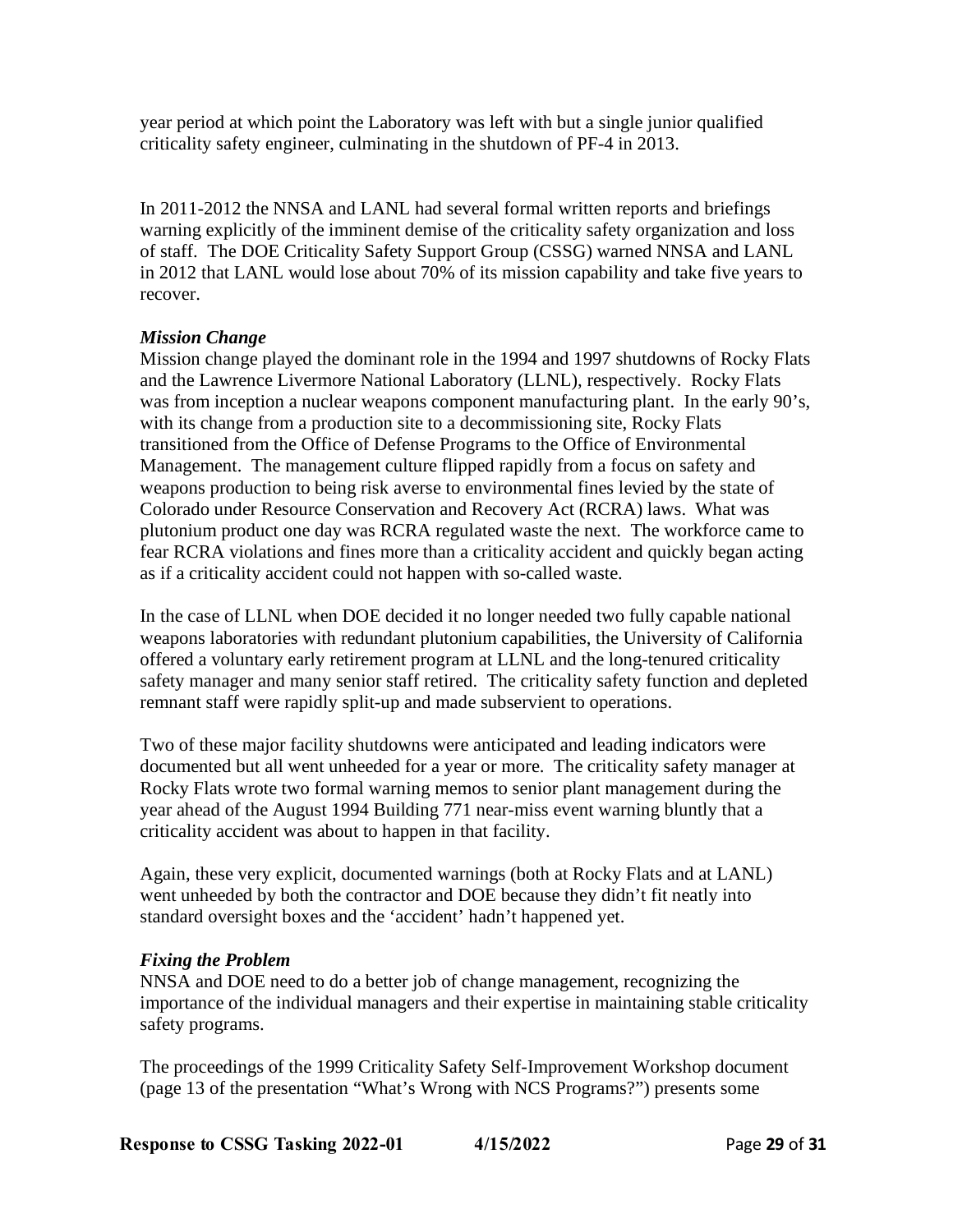year period at which point the Laboratory was left with but a single junior qualified criticality safety engineer, culminating in the shutdown of PF-4 in 2013.

In 2011-2012 the NNSA and LANL had several formal written reports and briefings warning explicitly of the imminent demise of the criticality safety organization and loss of staff. The DOE Criticality Safety Support Group (CSSG) warned NNSA and LANL in 2012 that LANL would lose about 70% of its mission capability and take five years to recover.

***Mission Change***

Mission change played the dominant role in the 1994 and 1997 shutdowns of Rocky Flats and the Lawrence Livermore National Laboratory (LLNL), respectively. Rocky Flats was from inception a nuclear weapons component manufacturing plant. In the early 90's, with its change from a production site to a decommissioning site, Rocky Flats transitioned from the Office of Defense Programs to the Office of Environmental Management. The management culture flipped rapidly from a focus on safety and weapons production to being risk averse to environmental fines levied by the state of Colorado under Resource Conservation and Recovery Act (RCRA) laws. What was plutonium product one day was RCRA regulated waste the next. The workforce came to fear RCRA violations and fines more than a criticality accident and quickly began acting as if a criticality accident could not happen with so-called waste.

In the case of LLNL when DOE decided it no longer needed two fully capable national weapons laboratories with redundant plutonium capabilities, the University of California offered a voluntary early retirement program at LLNL and the long-tenured criticality safety manager and many senior staff retired. The criticality safety function and depleted remnant staff were rapidly split-up and made subservient to operations.

Two of these major facility shutdowns were anticipated and leading indicators were documented but all went unheeded for a year or more. The criticality safety manager at Rocky Flats wrote two formal warning memos to senior plant management during the year ahead of the August 1994 Building 771 near-miss event warning bluntly that a criticality accident was about to happen in that facility.

Again, these very explicit, documented warnings (both at Rocky Flats and at LANL) went unheeded by both the contractor and DOE because they didn't fit neatly into standard oversight boxes and the 'accident' hadn't happened yet.

***Fixing the Problem***

NNSA and DOE need to do a better job of change management, recognizing the importance of the individual managers and their expertise in maintaining stable criticality safety programs.

The proceedings of the 1999 Criticality Safety Self-Improvement Workshop document (page 13 of the presentation "What's Wrong with NCS Programs?") presents some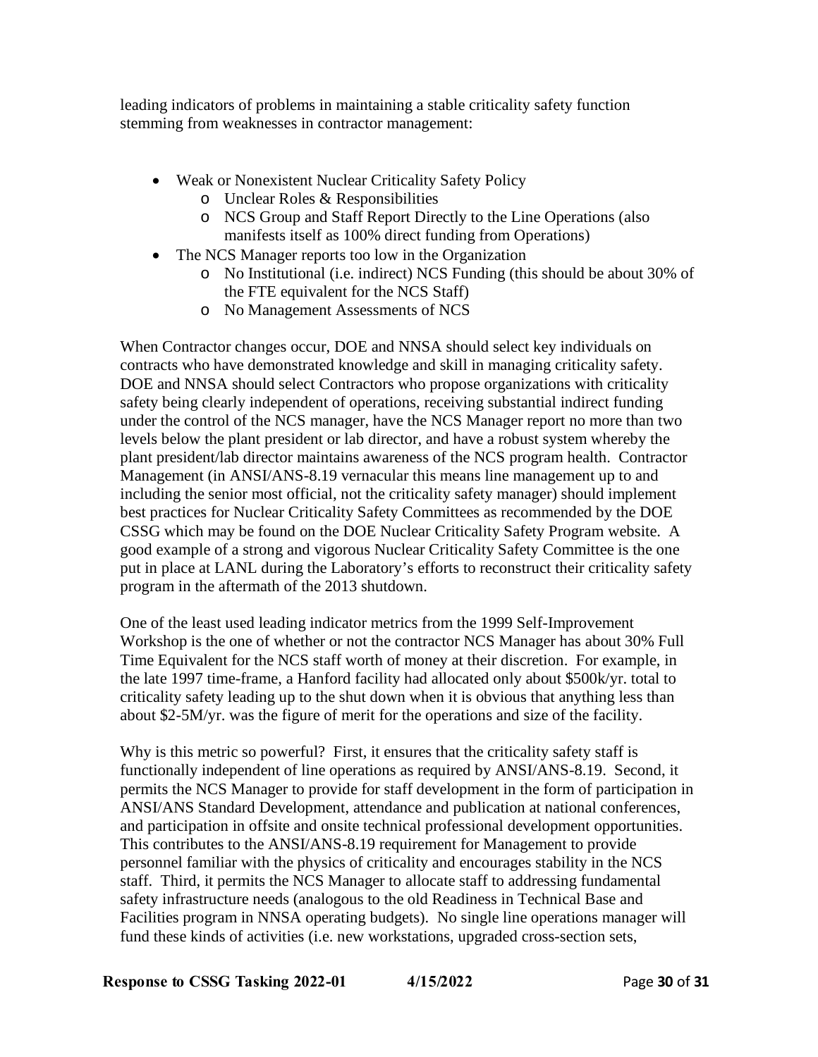leading indicators of problems in maintaining a stable criticality safety function stemming from weaknesses in contractor management:

- Weak or Nonexistent Nuclear Criticality Safety Policy
  - Unclear Roles & Responsibilities
  - NCS Group and Staff Report Directly to the Line Operations (also manifests itself as 100% direct funding from Operations)
- The NCS Manager reports too low in the Organization
  - No Institutional (i.e. indirect) NCS Funding (this should be about 30% of the FTE equivalent for the NCS Staff)
  - No Management Assessments of NCS

When Contractor changes occur, DOE and NNSA should select key individuals on contracts who have demonstrated knowledge and skill in managing criticality safety. DOE and NNSA should select Contractors who propose organizations with criticality safety being clearly independent of operations, receiving substantial indirect funding under the control of the NCS manager, have the NCS Manager report no more than two levels below the plant president or lab director, and have a robust system whereby the plant president/lab director maintains awareness of the NCS program health. Contractor Management (in ANSI/ANS-8.19 vernacular this means line management up to and including the senior most official, not the criticality safety manager) should implement best practices for Nuclear Criticality Safety Committees as recommended by the DOE CSSG which may be found on the DOE Nuclear Criticality Safety Program website. A good example of a strong and vigorous Nuclear Criticality Safety Committee is the one put in place at LANL during the Laboratory's efforts to reconstruct their criticality safety program in the aftermath of the 2013 shutdown.

One of the least used leading indicator metrics from the 1999 Self-Improvement Workshop is the one of whether or not the contractor NCS Manager has about 30% Full Time Equivalent for the NCS staff worth of money at their discretion. For example, in the late 1997 time-frame, a Hanford facility had allocated only about $500k/yr. total to criticality safety leading up to the shut down when it is obvious that anything less than about $2-5M/yr. was the figure of merit for the operations and size of the facility.

Why is this metric so powerful? First, it ensures that the criticality safety staff is functionally independent of line operations as required by ANSI/ANS-8.19. Second, it permits the NCS Manager to provide for staff development in the form of participation in ANSI/ANS Standard Development, attendance and publication at national conferences, and participation in offsite and onsite technical professional development opportunities. This contributes to the ANSI/ANS-8.19 requirement for Management to provide personnel familiar with the physics of criticality and encourages stability in the NCS staff. Third, it permits the NCS Manager to allocate staff to addressing fundamental safety infrastructure needs (analogous to the old Readiness in Technical Base and Facilities program in NNSA operating budgets). No single line operations manager will fund these kinds of activities (i.e. new workstations, upgraded cross-section sets,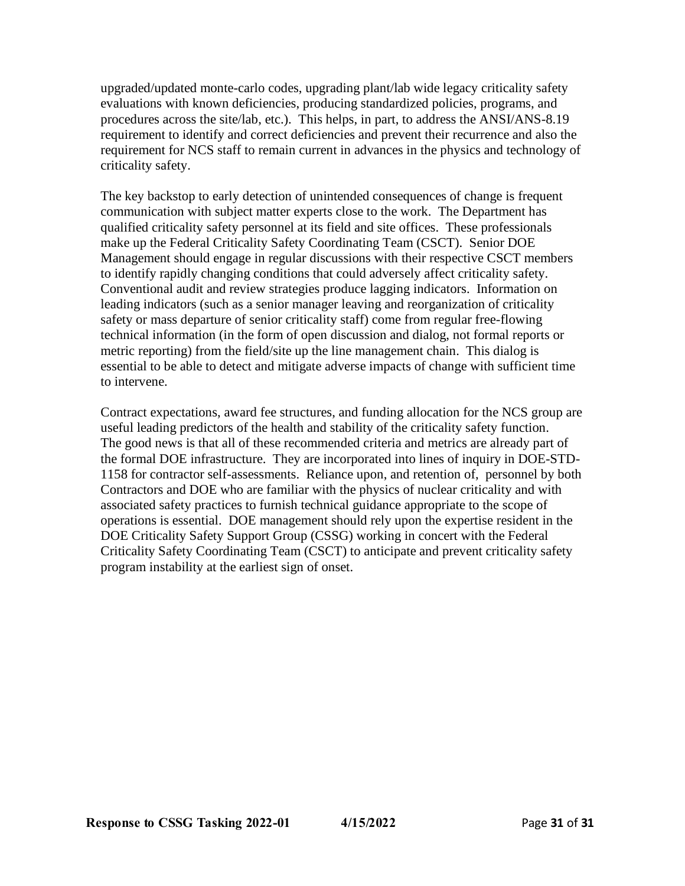upgraded/updated monte-carlo codes, upgrading plant/lab wide legacy criticality safety evaluations with known deficiencies, producing standardized policies, programs, and procedures across the site/lab, etc.). This helps, in part, to address the ANSI/ANS-8.19 requirement to identify and correct deficiencies and prevent their recurrence and also the requirement for NCS staff to remain current in advances in the physics and technology of criticality safety.

The key backstop to early detection of unintended consequences of change is frequent communication with subject matter experts close to the work. The Department has qualified criticality safety personnel at its field and site offices. These professionals make up the Federal Criticality Safety Coordinating Team (CSCT). Senior DOE Management should engage in regular discussions with their respective CSCT members to identify rapidly changing conditions that could adversely affect criticality safety. Conventional audit and review strategies produce lagging indicators. Information on leading indicators (such as a senior manager leaving and reorganization of criticality safety or mass departure of senior criticality staff) come from regular free-flowing technical information (in the form of open discussion and dialog, not formal reports or metric reporting) from the field/site up the line management chain. This dialog is essential to be able to detect and mitigate adverse impacts of change with sufficient time to intervene.

Contract expectations, award fee structures, and funding allocation for the NCS group are useful leading predictors of the health and stability of the criticality safety function. The good news is that all of these recommended criteria and metrics are already part of the formal DOE infrastructure. They are incorporated into lines of inquiry in DOE-STD-1158 for contractor self-assessments. Reliance upon, and retention of, personnel by both Contractors and DOE who are familiar with the physics of nuclear criticality and with associated safety practices to furnish technical guidance appropriate to the scope of operations is essential. DOE management should rely upon the expertise resident in the DOE Criticality Safety Support Group (CSSG) working in concert with the Federal Criticality Safety Coordinating Team (CSCT) to anticipate and prevent criticality safety program instability at the earliest sign of onset.